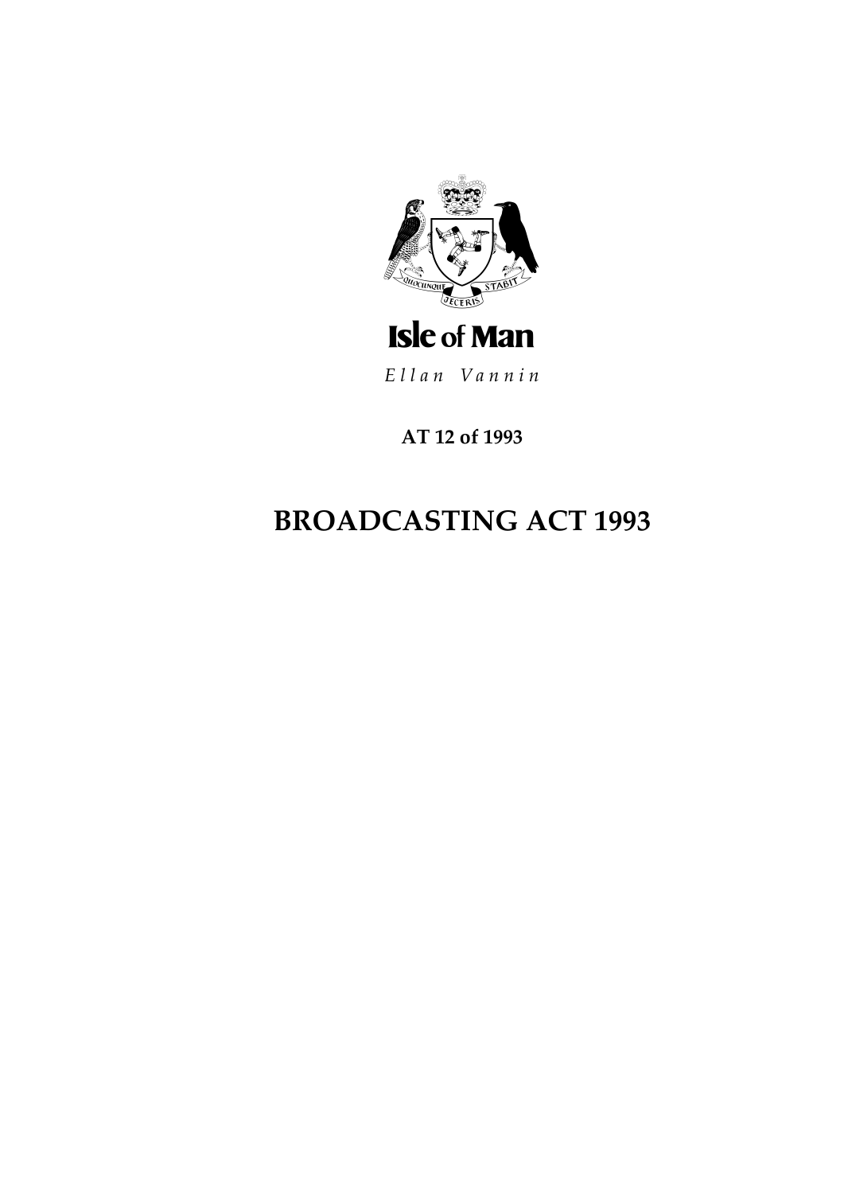Isle of Man

*Ellan Vannin*

**AT 12 of 1993**

# BROADCASTING ACT 1993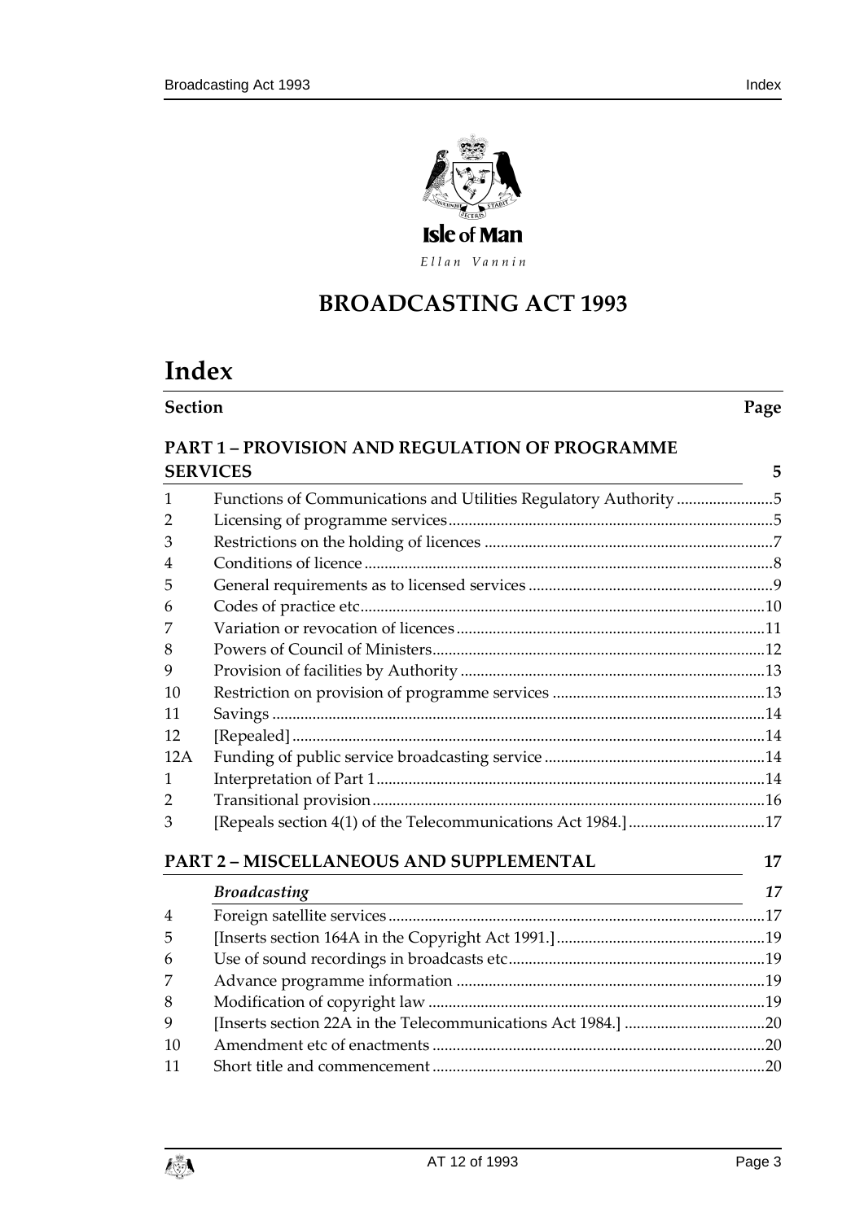Isle of Man

*Ellan Vannin*

# BROADCASTING ACT 1993

## Index

| Section | | Page |
|---|---|---|
| | **PART 1 – PROVISION AND REGULATION OF PROGRAMME SERVICES** | **5** |
| 1 | Functions of Communications and Utilities Regulatory Authority | 5 |
| 2 | Licensing of programme services | 5 |
| 3 | Restrictions on the holding of licences | 7 |
| 4 | Conditions of licence | 8 |
| 5 | General requirements as to licensed services | 9 |
| 6 | Codes of practice etc | 10 |
| 7 | Variation or revocation of licences | 11 |
| 8 | Powers of Council of Ministers | 12 |
| 9 | Provision of facilities by Authority | 13 |
| 10 | Restriction on provision of programme services | 13 |
| 11 | Savings | 14 |
| 12 | [Repealed] | 14 |
| 12A | Funding of public service broadcasting service | 14 |
| 1 | Interpretation of Part 1 | 14 |
| 2 | Transitional provision | 16 |
| 3 | [Repeals section 4(1) of the Telecommunications Act 1984.] | 17 |
| | **PART 2 – MISCELLANEOUS AND SUPPLEMENTAL** | **17** |
| | ***Broadcasting*** | ***17*** |
| 4 | Foreign satellite services | 17 |
| 5 | [Inserts section 164A in the Copyright Act 1991.] | 19 |
| 6 | Use of sound recordings in broadcasts etc | 19 |
| 7 | Advance programme information | 19 |
| 8 | Modification of copyright law | 19 |
| 9 | [Inserts section 22A in the Telecommunications Act 1984.] | 20 |
| 10 | Amendment etc of enactments | 20 |
| 11 | Short title and commencement | 20 |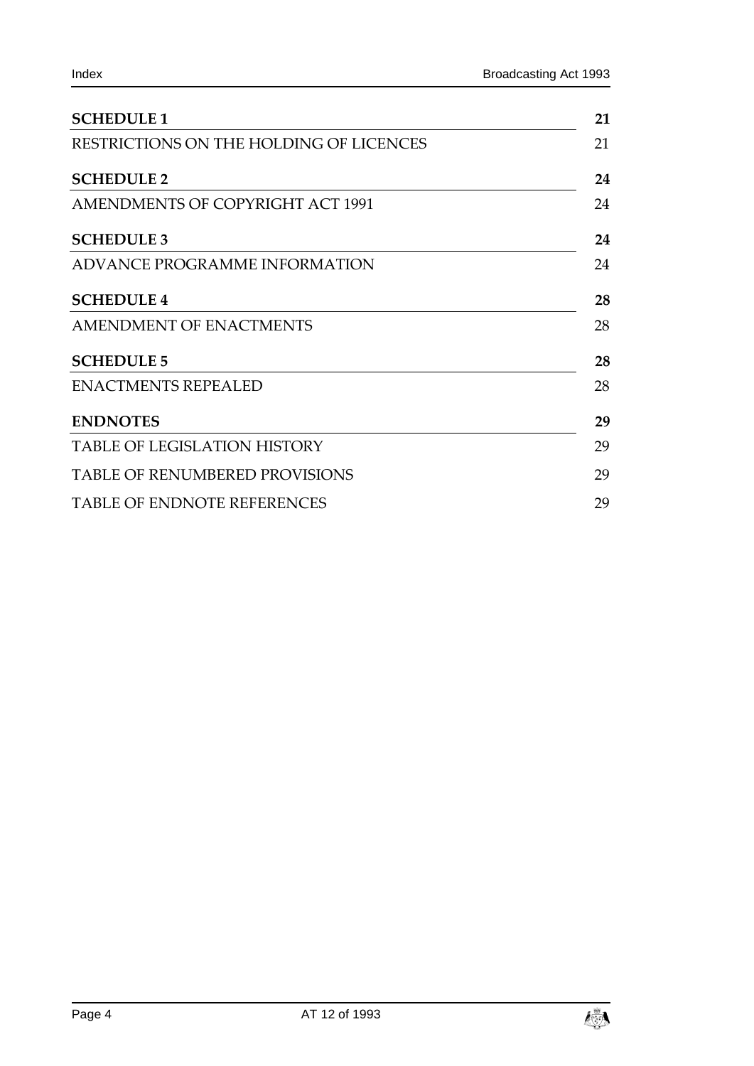**SCHEDULE 1** **21**

RESTRICTIONS ON THE HOLDING OF LICENCES 21

**SCHEDULE 2** **24**

AMENDMENTS OF COPYRIGHT ACT 1991 24

**SCHEDULE 3** **24**

ADVANCE PROGRAMME INFORMATION 24

**SCHEDULE 4** **28**

AMENDMENT OF ENACTMENTS 28

**SCHEDULE 5** **28**

ENACTMENTS REPEALED 28

**ENDNOTES** **29**

TABLE OF LEGISLATION HISTORY 29

TABLE OF RENUMBERED PROVISIONS 29

TABLE OF ENDNOTE REFERENCES 29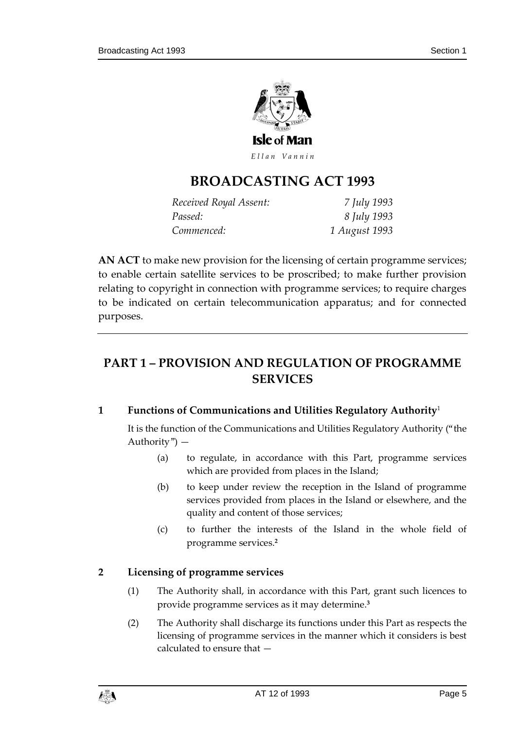Isle of Man

*Ellan Vannin*

# BROADCASTING ACT 1993

| | |
|---|---|
| *Received Royal Assent:* | *7 July 1993* |
| *Passed:* | *8 July 1993* |
| *Commenced:* | *1 August 1993* |

**AN ACT** to make new provision for the licensing of certain programme services; to enable certain satellite services to be proscribed; to make further provision relating to copyright in connection with programme services; to require charges to be indicated on certain telecommunication apparatus; and for connected purposes.

## PART 1 – PROVISION AND REGULATION OF PROGRAMME SERVICES

### 1 Functions of Communications and Utilities Regulatory Authority[1]

It is the function of the Communications and Utilities Regulatory Authority ("the Authority") —

(a) to regulate, in accordance with this Part, programme services which are provided from places in the Island;

(b) to keep under review the reception in the Island of programme services provided from places in the Island or elsewhere, and the quality and content of those services;

(c) to further the interests of the Island in the whole field of programme services.[2]

### 2 Licensing of programme services

(1) The Authority shall, in accordance with this Part, grant such licences to provide programme services as it may determine.[3]

(2) The Authority shall discharge its functions under this Part as respects the licensing of programme services in the manner which it considers is best calculated to ensure that —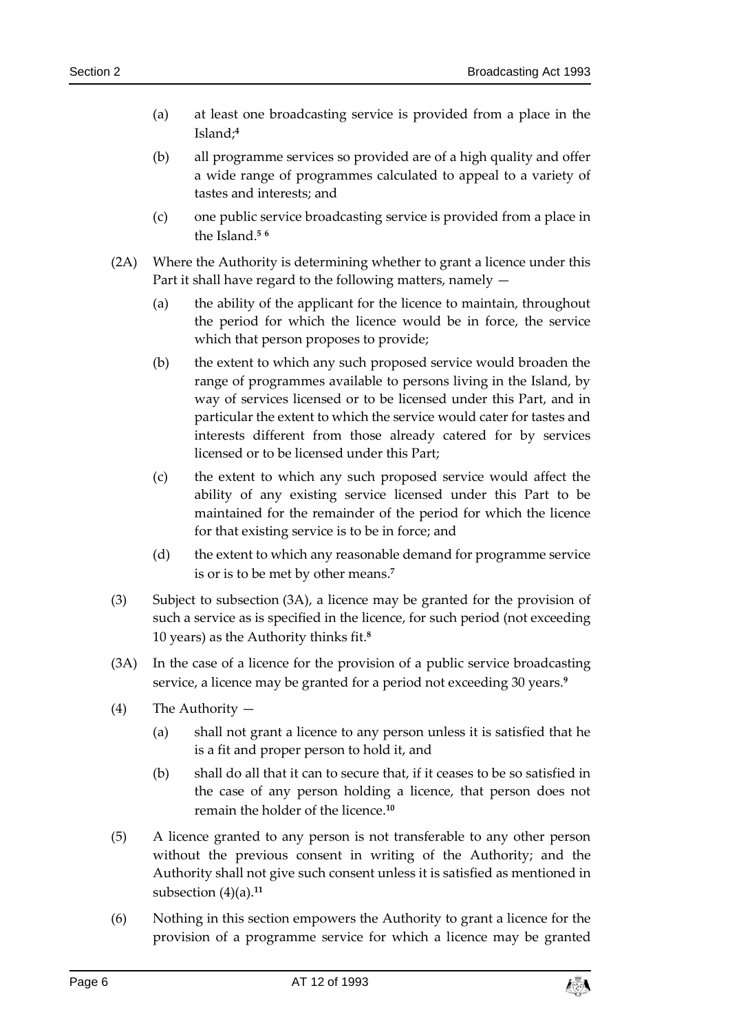(a) at least one broadcasting service is provided from a place in the Island;[4]

(b) all programme services so provided are of a high quality and offer a wide range of programmes calculated to appeal to a variety of tastes and interests; and

(c) one public service broadcasting service is provided from a place in the Island.[5] [6]

(2A) Where the Authority is determining whether to grant a licence under this Part it shall have regard to the following matters, namely —

(a) the ability of the applicant for the licence to maintain, throughout the period for which the licence would be in force, the service which that person proposes to provide;

(b) the extent to which any such proposed service would broaden the range of programmes available to persons living in the Island, by way of services licensed or to be licensed under this Part, and in particular the extent to which the service would cater for tastes and interests different from those already catered for by services licensed or to be licensed under this Part;

(c) the extent to which any such proposed service would affect the ability of any existing service licensed under this Part to be maintained for the remainder of the period for which the licence for that existing service is to be in force; and

(d) the extent to which any reasonable demand for programme service is or is to be met by other means.[7]

(3) Subject to subsection (3A), a licence may be granted for the provision of such a service as is specified in the licence, for such period (not exceeding 10 years) as the Authority thinks fit.[8]

(3A) In the case of a licence for the provision of a public service broadcasting service, a licence may be granted for a period not exceeding 30 years.[9]

(4) The Authority —

(a) shall not grant a licence to any person unless it is satisfied that he is a fit and proper person to hold it, and

(b) shall do all that it can to secure that, if it ceases to be so satisfied in the case of any person holding a licence, that person does not remain the holder of the licence.[10]

(5) A licence granted to any person is not transferable to any other person without the previous consent in writing of the Authority; and the Authority shall not give such consent unless it is satisfied as mentioned in subsection (4)(a).[11]

(6) Nothing in this section empowers the Authority to grant a licence for the provision of a programme service for which a licence may be granted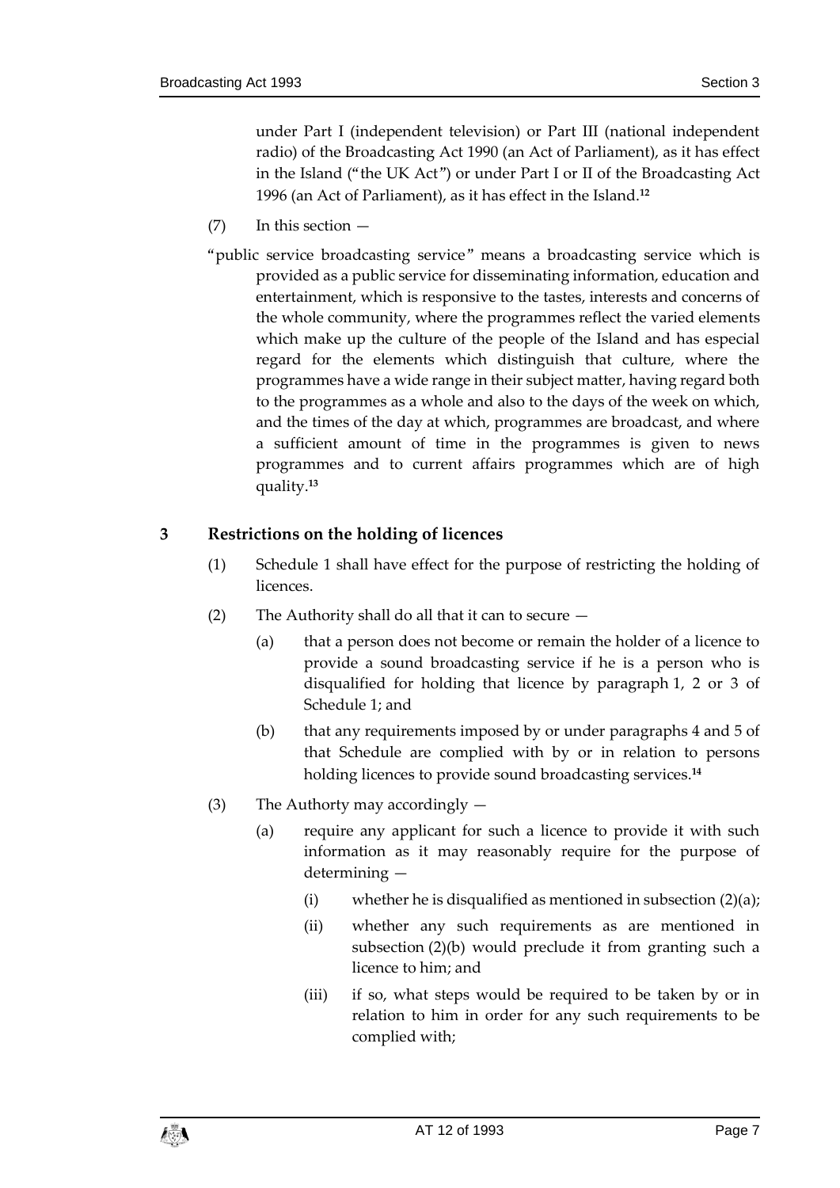under Part I (independent television) or Part III (national independent radio) of the Broadcasting Act 1990 (an Act of Parliament), as it has effect in the Island ("the UK Act") or under Part I or II of the Broadcasting Act 1996 (an Act of Parliament), as it has effect in the Island.[12]

(7) In this section —

"public service broadcasting service" means a broadcasting service which is provided as a public service for disseminating information, education and entertainment, which is responsive to the tastes, interests and concerns of the whole community, where the programmes reflect the varied elements which make up the culture of the people of the Island and has especial regard for the elements which distinguish that culture, where the programmes have a wide range in their subject matter, having regard both to the programmes as a whole and also to the days of the week on which, and the times of the day at which, programmes are broadcast, and where a sufficient amount of time in the programmes is given to news programmes and to current affairs programmes which are of high quality.[13]

## 3 Restrictions on the holding of licences

(1) Schedule 1 shall have effect for the purpose of restricting the holding of licences.

(2) The Authority shall do all that it can to secure —

(a) that a person does not become or remain the holder of a licence to provide a sound broadcasting service if he is a person who is disqualified for holding that licence by paragraph 1, 2 or 3 of Schedule 1; and

(b) that any requirements imposed by or under paragraphs 4 and 5 of that Schedule are complied with by or in relation to persons holding licences to provide sound broadcasting services.[14]

(3) The Authorty may accordingly —

(a) require any applicant for such a licence to provide it with such information as it may reasonably require for the purpose of determining —

(i) whether he is disqualified as mentioned in subsection (2)(a);

(ii) whether any such requirements as are mentioned in subsection (2)(b) would preclude it from granting such a licence to him; and

(iii) if so, what steps would be required to be taken by or in relation to him in order for any such requirements to be complied with;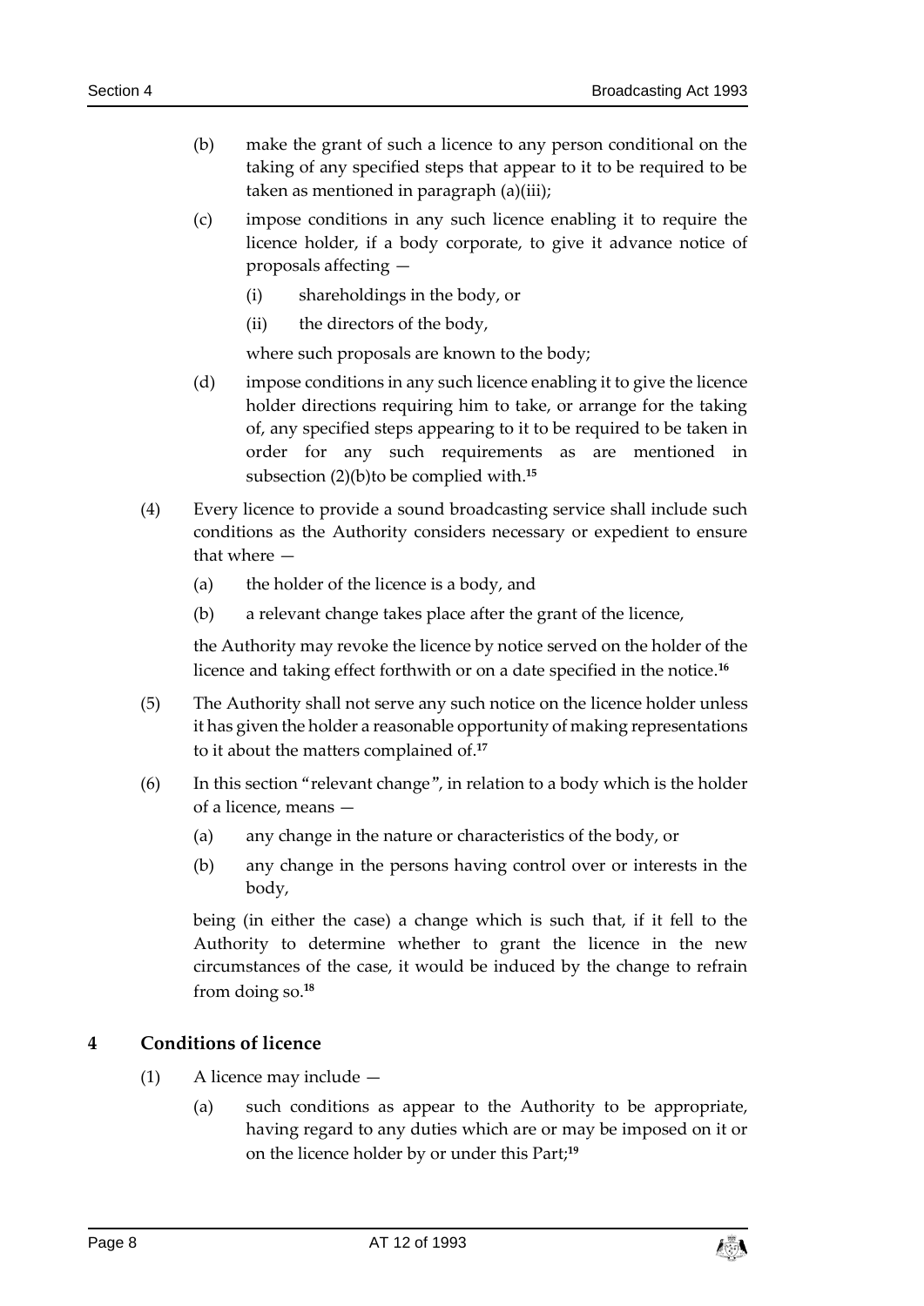(b) make the grant of such a licence to any person conditional on the taking of any specified steps that appear to it to be required to be taken as mentioned in paragraph (a)(iii);

(c) impose conditions in any such licence enabling it to require the licence holder, if a body corporate, to give it advance notice of proposals affecting —

(i) shareholdings in the body, or

(ii) the directors of the body,

where such proposals are known to the body;

(d) impose conditions in any such licence enabling it to give the licence holder directions requiring him to take, or arrange for the taking of, any specified steps appearing to it to be required to be taken in order for any such requirements as are mentioned in subsection (2)(b)to be complied with.[15]

(4) Every licence to provide a sound broadcasting service shall include such conditions as the Authority considers necessary or expedient to ensure that where —

(a) the holder of the licence is a body, and

(b) a relevant change takes place after the grant of the licence,

the Authority may revoke the licence by notice served on the holder of the licence and taking effect forthwith or on a date specified in the notice.[16]

(5) The Authority shall not serve any such notice on the licence holder unless it has given the holder a reasonable opportunity of making representations to it about the matters complained of.[17]

(6) In this section "relevant change", in relation to a body which is the holder of a licence, means —

(a) any change in the nature or characteristics of the body, or

(b) any change in the persons having control over or interests in the body,

being (in either the case) a change which is such that, if it fell to the Authority to determine whether to grant the licence in the new circumstances of the case, it would be induced by the change to refrain from doing so.[18]

## 4 Conditions of licence

(1) A licence may include —

(a) such conditions as appear to the Authority to be appropriate, having regard to any duties which are or may be imposed on it or on the licence holder by or under this Part;[19]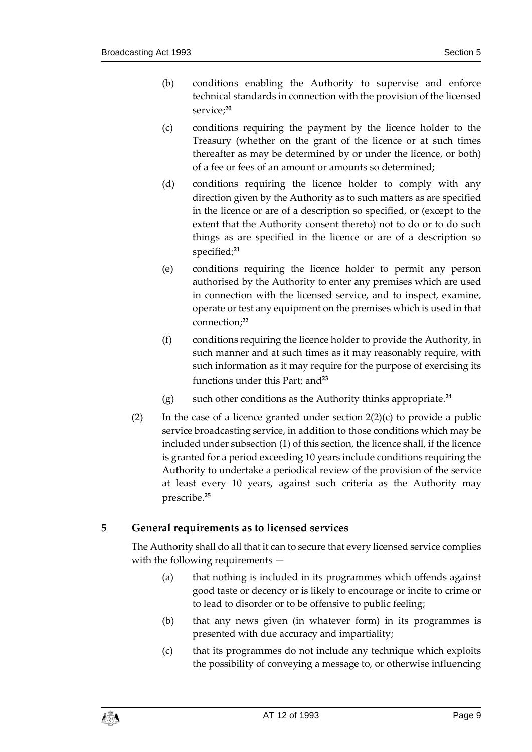(b) conditions enabling the Authority to supervise and enforce technical standards in connection with the provision of the licensed service;[20]

(c) conditions requiring the payment by the licence holder to the Treasury (whether on the grant of the licence or at such times thereafter as may be determined by or under the licence, or both) of a fee or fees of an amount or amounts so determined;

(d) conditions requiring the licence holder to comply with any direction given by the Authority as to such matters as are specified in the licence or are of a description so specified, or (except to the extent that the Authority consent thereto) not to do or to do such things as are specified in the licence or are of a description so specified;[21]

(e) conditions requiring the licence holder to permit any person authorised by the Authority to enter any premises which are used in connection with the licensed service, and to inspect, examine, operate or test any equipment on the premises which is used in that connection;[22]

(f) conditions requiring the licence holder to provide the Authority, in such manner and at such times as it may reasonably require, with such information as it may require for the purpose of exercising its functions under this Part; and[23]

(g) such other conditions as the Authority thinks appropriate.[24]

(2) In the case of a licence granted under section 2(2)(c) to provide a public service broadcasting service, in addition to those conditions which may be included under subsection (1) of this section, the licence shall, if the licence is granted for a period exceeding 10 years include conditions requiring the Authority to undertake a periodical review of the provision of the service at least every 10 years, against such criteria as the Authority may prescribe.[25]

## 5 General requirements as to licensed services

The Authority shall do all that it can to secure that every licensed service complies with the following requirements —

(a) that nothing is included in its programmes which offends against good taste or decency or is likely to encourage or incite to crime or to lead to disorder or to be offensive to public feeling;

(b) that any news given (in whatever form) in its programmes is presented with due accuracy and impartiality;

(c) that its programmes do not include any technique which exploits the possibility of conveying a message to, or otherwise influencing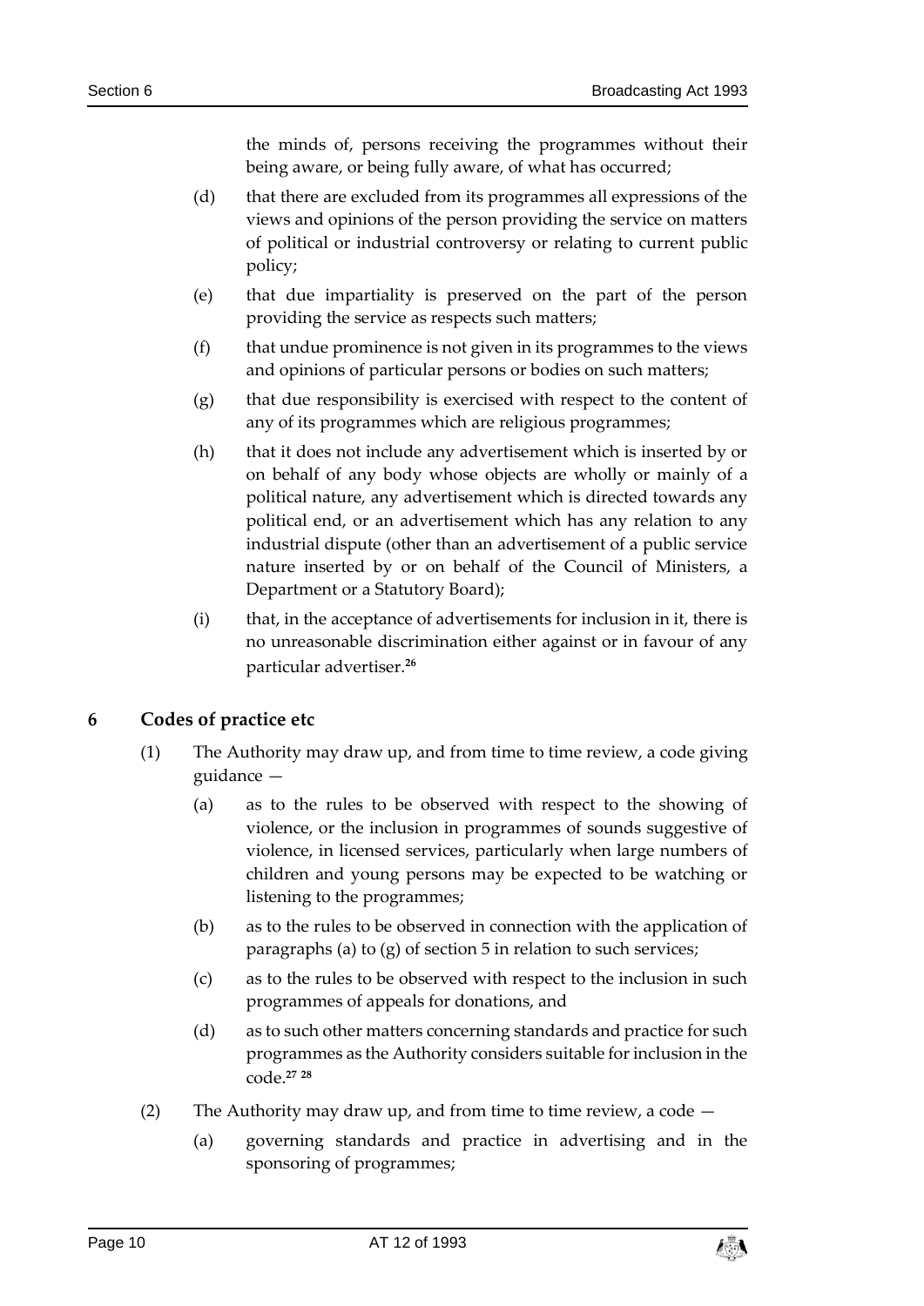the minds of, persons receiving the programmes without their being aware, or being fully aware, of what has occurred;

(d) that there are excluded from its programmes all expressions of the views and opinions of the person providing the service on matters of political or industrial controversy or relating to current public policy;

(e) that due impartiality is preserved on the part of the person providing the service as respects such matters;

(f) that undue prominence is not given in its programmes to the views and opinions of particular persons or bodies on such matters;

(g) that due responsibility is exercised with respect to the content of any of its programmes which are religious programmes;

(h) that it does not include any advertisement which is inserted by or on behalf of any body whose objects are wholly or mainly of a political nature, any advertisement which is directed towards any political end, or an advertisement which has any relation to any industrial dispute (other than an advertisement of a public service nature inserted by or on behalf of the Council of Ministers, a Department or a Statutory Board);

(i) that, in the acceptance of advertisements for inclusion in it, there is no unreasonable discrimination either against or in favour of any particular advertiser.[26]

## 6 Codes of practice etc

(1) The Authority may draw up, and from time to time review, a code giving guidance —

(a) as to the rules to be observed with respect to the showing of violence, or the inclusion in programmes of sounds suggestive of violence, in licensed services, particularly when large numbers of children and young persons may be expected to be watching or listening to the programmes;

(b) as to the rules to be observed in connection with the application of paragraphs (a) to (g) of section 5 in relation to such services;

(c) as to the rules to be observed with respect to the inclusion in such programmes of appeals for donations, and

(d) as to such other matters concerning standards and practice for such programmes as the Authority considers suitable for inclusion in the code.[27] [28]

(2) The Authority may draw up, and from time to time review, a code —

(a) governing standards and practice in advertising and in the sponsoring of programmes;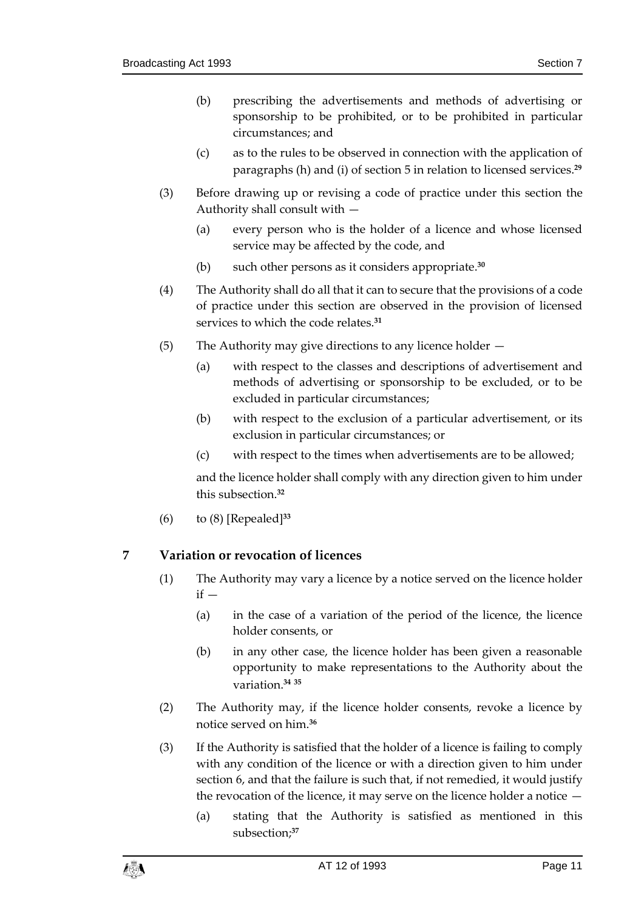(b) prescribing the advertisements and methods of advertising or sponsorship to be prohibited, or to be prohibited in particular circumstances; and

(c) as to the rules to be observed in connection with the application of paragraphs (h) and (i) of section 5 in relation to licensed services.[29]

(3) Before drawing up or revising a code of practice under this section the Authority shall consult with —

(a) every person who is the holder of a licence and whose licensed service may be affected by the code, and

(b) such other persons as it considers appropriate.[30]

(4) The Authority shall do all that it can to secure that the provisions of a code of practice under this section are observed in the provision of licensed services to which the code relates.[31]

(5) The Authority may give directions to any licence holder —

(a) with respect to the classes and descriptions of advertisement and methods of advertising or sponsorship to be excluded, or to be excluded in particular circumstances;

(b) with respect to the exclusion of a particular advertisement, or its exclusion in particular circumstances; or

(c) with respect to the times when advertisements are to be allowed;

and the licence holder shall comply with any direction given to him under this subsection.[32]

(6) to (8) [Repealed][33]

## 7 Variation or revocation of licences

(1) The Authority may vary a licence by a notice served on the licence holder if —

(a) in the case of a variation of the period of the licence, the licence holder consents, or

(b) in any other case, the licence holder has been given a reasonable opportunity to make representations to the Authority about the variation.[34] [35]

(2) The Authority may, if the licence holder consents, revoke a licence by notice served on him.[36]

(3) If the Authority is satisfied that the holder of a licence is failing to comply with any condition of the licence or with a direction given to him under section 6, and that the failure is such that, if not remedied, it would justify the revocation of the licence, it may serve on the licence holder a notice —

(a) stating that the Authority is satisfied as mentioned in this subsection;[37]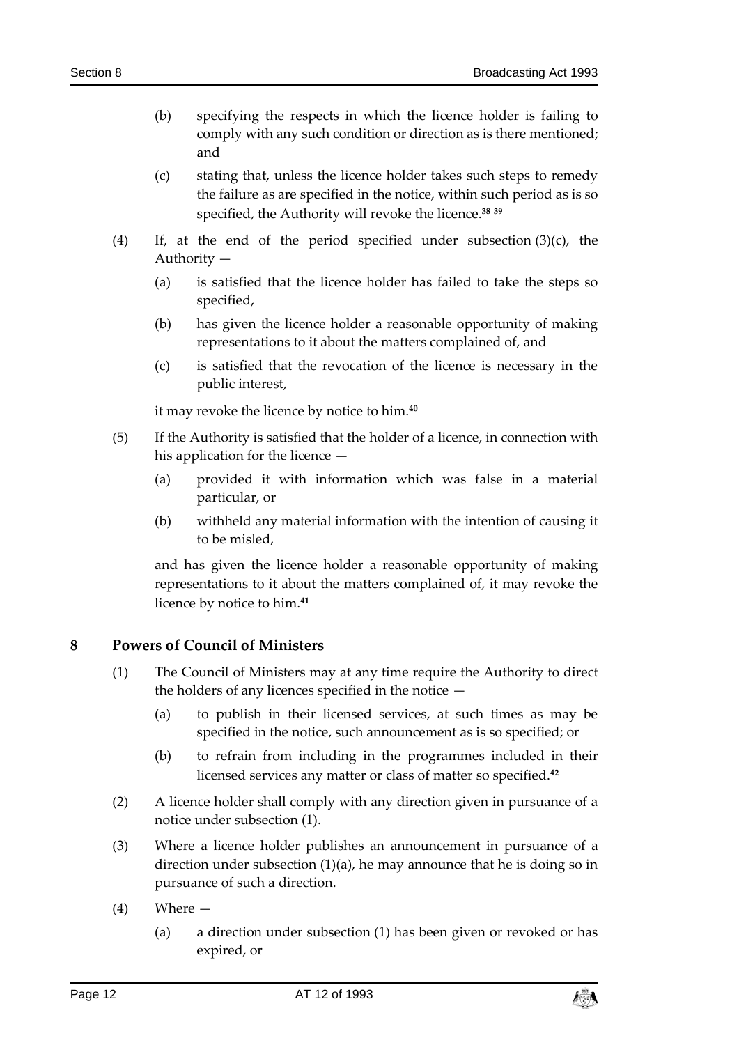(b) specifying the respects in which the licence holder is failing to comply with any such condition or direction as is there mentioned; and

(c) stating that, unless the licence holder takes such steps to remedy the failure as are specified in the notice, within such period as is so specified, the Authority will revoke the licence.[38] [39]

(4) If, at the end of the period specified under subsection (3)(c), the Authority —

(a) is satisfied that the licence holder has failed to take the steps so specified,

(b) has given the licence holder a reasonable opportunity of making representations to it about the matters complained of, and

(c) is satisfied that the revocation of the licence is necessary in the public interest,

it may revoke the licence by notice to him.[40]

(5) If the Authority is satisfied that the holder of a licence, in connection with his application for the licence —

(a) provided it with information which was false in a material particular, or

(b) withheld any material information with the intention of causing it to be misled,

and has given the licence holder a reasonable opportunity of making representations to it about the matters complained of, it may revoke the licence by notice to him.[41]

## 8 Powers of Council of Ministers

(1) The Council of Ministers may at any time require the Authority to direct the holders of any licences specified in the notice —

(a) to publish in their licensed services, at such times as may be specified in the notice, such announcement as is so specified; or

(b) to refrain from including in the programmes included in their licensed services any matter or class of matter so specified.[42]

(2) A licence holder shall comply with any direction given in pursuance of a notice under subsection (1).

(3) Where a licence holder publishes an announcement in pursuance of a direction under subsection (1)(a), he may announce that he is doing so in pursuance of such a direction.

(4) Where —

(a) a direction under subsection (1) has been given or revoked or has expired, or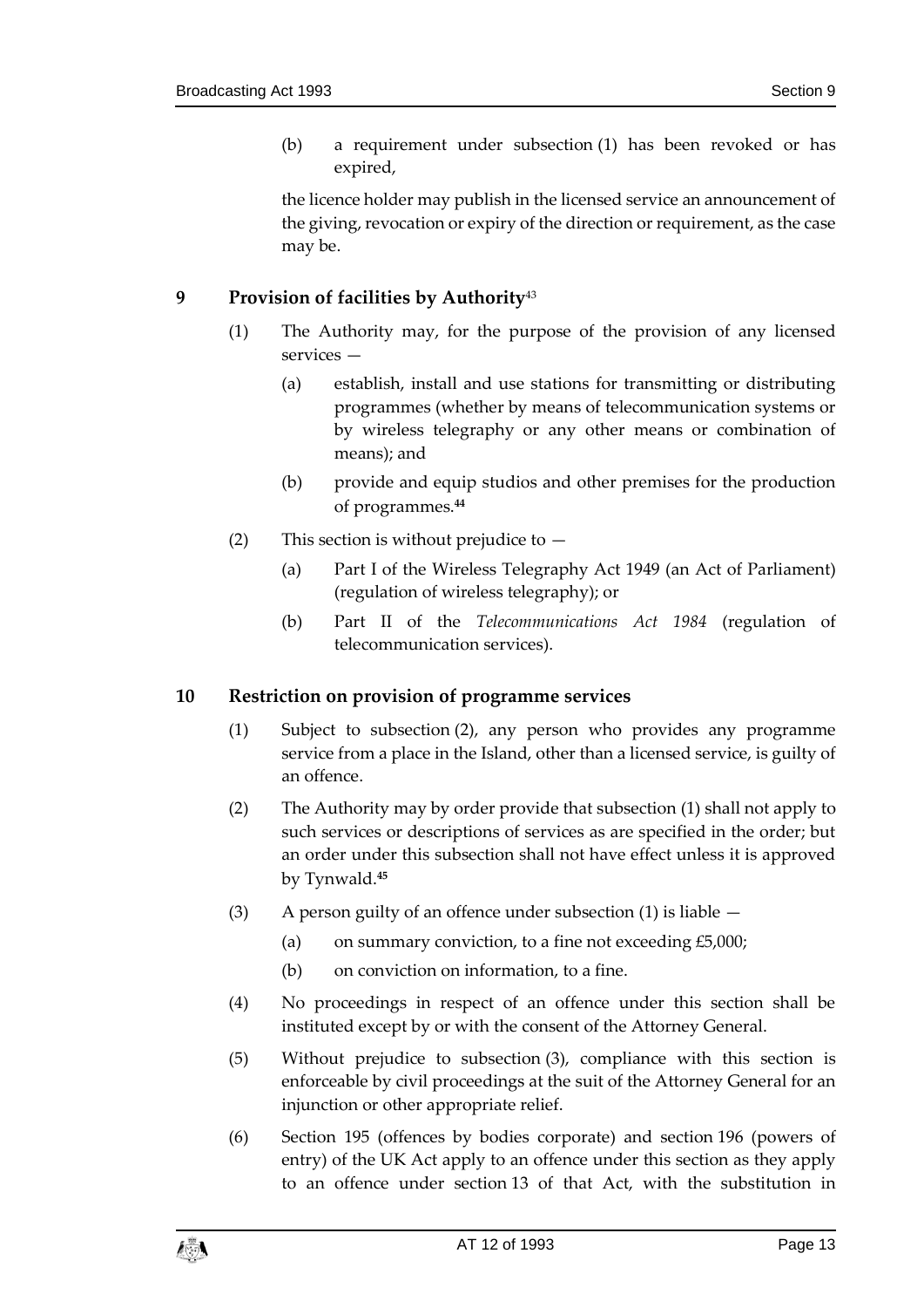(b) a requirement under subsection (1) has been revoked or has expired,

the licence holder may publish in the licensed service an announcement of the giving, revocation or expiry of the direction or requirement, as the case may be.

## 9 Provision of facilities by Authority[43]

(1) The Authority may, for the purpose of the provision of any licensed services —

(a) establish, install and use stations for transmitting or distributing programmes (whether by means of telecommunication systems or by wireless telegraphy or any other means or combination of means); and

(b) provide and equip studios and other premises for the production of programmes.[44]

(2) This section is without prejudice to —

(a) Part I of the Wireless Telegraphy Act 1949 (an Act of Parliament) (regulation of wireless telegraphy); or

(b) Part II of the *Telecommunications Act 1984* (regulation of telecommunication services).

## 10 Restriction on provision of programme services

(1) Subject to subsection (2), any person who provides any programme service from a place in the Island, other than a licensed service, is guilty of an offence.

(2) The Authority may by order provide that subsection (1) shall not apply to such services or descriptions of services as are specified in the order; but an order under this subsection shall not have effect unless it is approved by Tynwald.[45]

(3) A person guilty of an offence under subsection (1) is liable —

(a) on summary conviction, to a fine not exceeding £5,000;

(b) on conviction on information, to a fine.

(4) No proceedings in respect of an offence under this section shall be instituted except by or with the consent of the Attorney General.

(5) Without prejudice to subsection (3), compliance with this section is enforceable by civil proceedings at the suit of the Attorney General for an injunction or other appropriate relief.

(6) Section 195 (offences by bodies corporate) and section 196 (powers of entry) of the UK Act apply to an offence under this section as they apply to an offence under section 13 of that Act, with the substitution in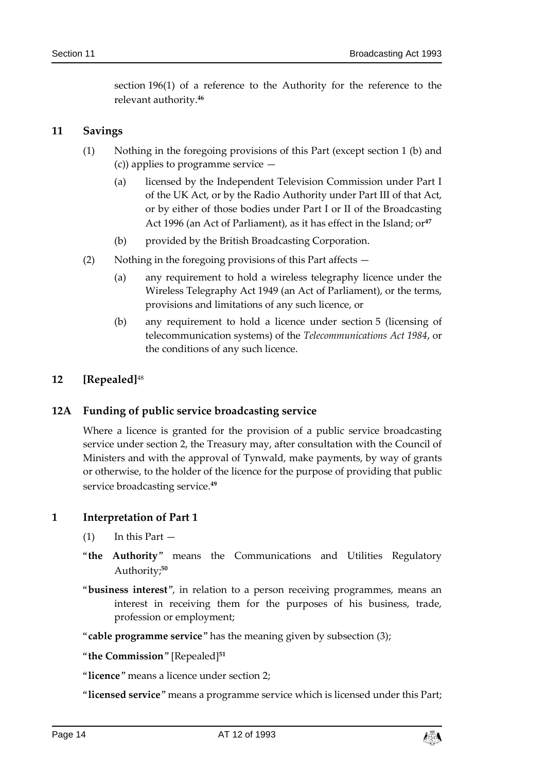section 196(1) of a reference to the Authority for the reference to the relevant authority.[46]

## 11 Savings

(1) Nothing in the foregoing provisions of this Part (except section 1 (b) and (c)) applies to programme service —

(a) licensed by the Independent Television Commission under Part I of the UK Act, or by the Radio Authority under Part III of that Act, or by either of those bodies under Part I or II of the Broadcasting Act 1996 (an Act of Parliament), as it has effect in the Island; or[47]

(b) provided by the British Broadcasting Corporation.

(2) Nothing in the foregoing provisions of this Part affects —

(a) any requirement to hold a wireless telegraphy licence under the Wireless Telegraphy Act 1949 (an Act of Parliament), or the terms, provisions and limitations of any such licence, or

(b) any requirement to hold a licence under section 5 (licensing of telecommunication systems) of the *Telecommunications Act 1984*, or the conditions of any such licence.

## 12 [Repealed][48]

## 12A Funding of public service broadcasting service

Where a licence is granted for the provision of a public service broadcasting service under section 2, the Treasury may, after consultation with the Council of Ministers and with the approval of Tynwald, make payments, by way of grants or otherwise, to the holder of the licence for the purpose of providing that public service broadcasting service.[49]

## 1 Interpretation of Part 1

(1) In this Part —

"**the Authority**" means the Communications and Utilities Regulatory Authority;[50]

"**business interest**", in relation to a person receiving programmes, means an interest in receiving them for the purposes of his business, trade, profession or employment;

"**cable programme service**" has the meaning given by subsection (3);

"**the Commission**" [Repealed][51]

"**licence**" means a licence under section 2;

"**licensed service**" means a programme service which is licensed under this Part;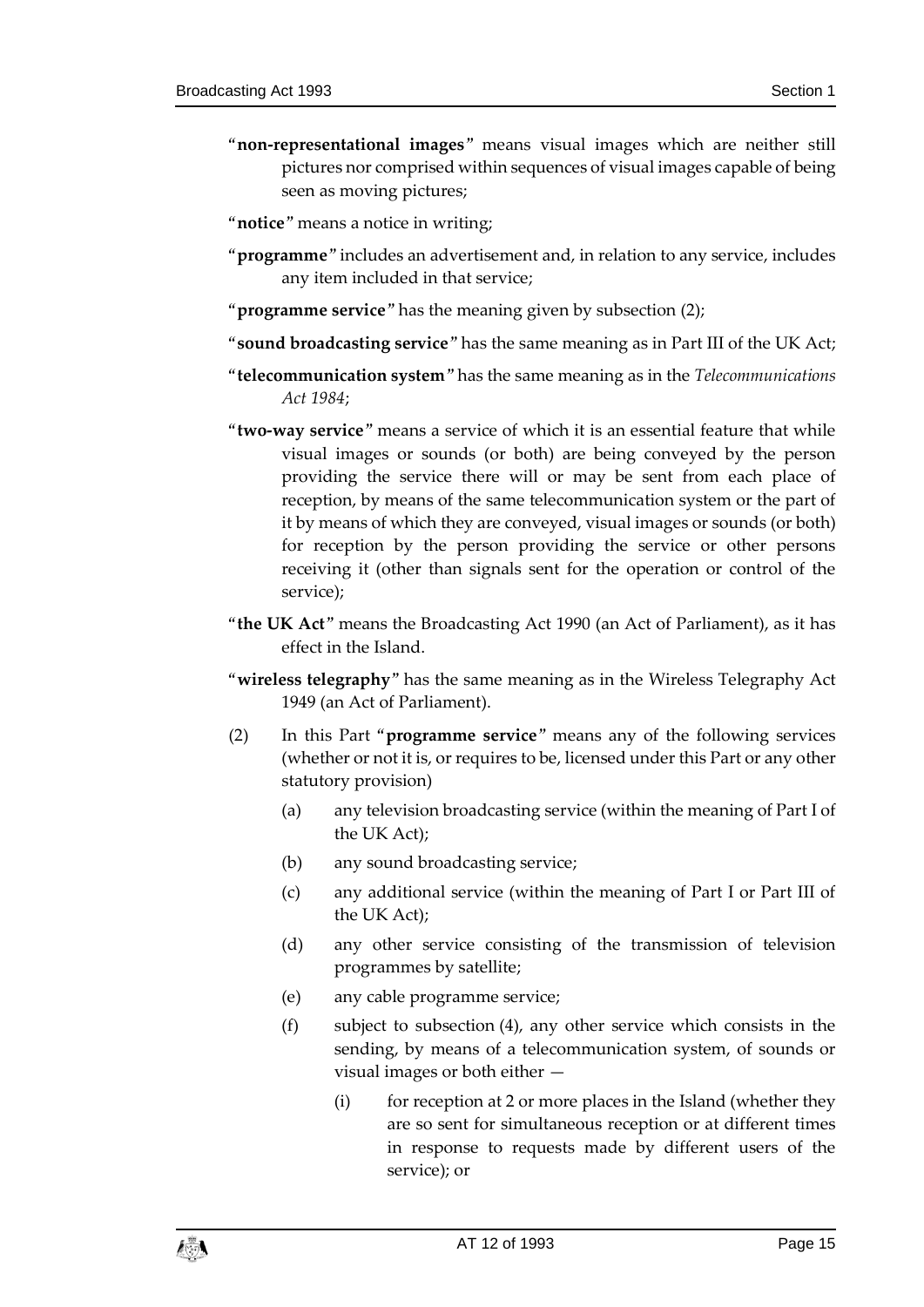"**non-representational images**" means visual images which are neither still pictures nor comprised within sequences of visual images capable of being seen as moving pictures;

"**notice**" means a notice in writing;

"**programme**" includes an advertisement and, in relation to any service, includes any item included in that service;

"**programme service**" has the meaning given by subsection (2);

"**sound broadcasting service**" has the same meaning as in Part III of the UK Act;

"**telecommunication system**" has the same meaning as in the *Telecommunications Act 1984*;

"**two-way service**" means a service of which it is an essential feature that while visual images or sounds (or both) are being conveyed by the person providing the service there will or may be sent from each place of reception, by means of the same telecommunication system or the part of it by means of which they are conveyed, visual images or sounds (or both) for reception by the person providing the service or other persons receiving it (other than signals sent for the operation or control of the service);

"**the UK Act**" means the Broadcasting Act 1990 (an Act of Parliament), as it has effect in the Island.

"**wireless telegraphy**" has the same meaning as in the Wireless Telegraphy Act 1949 (an Act of Parliament).

(2) In this Part "**programme service**" means any of the following services (whether or not it is, or requires to be, licensed under this Part or any other statutory provision)

(a) any television broadcasting service (within the meaning of Part I of the UK Act);

(b) any sound broadcasting service;

(c) any additional service (within the meaning of Part I or Part III of the UK Act);

(d) any other service consisting of the transmission of television programmes by satellite;

(e) any cable programme service;

(f) subject to subsection (4), any other service which consists in the sending, by means of a telecommunication system, of sounds or visual images or both either —

(i) for reception at 2 or more places in the Island (whether they are so sent for simultaneous reception or at different times in response to requests made by different users of the service); or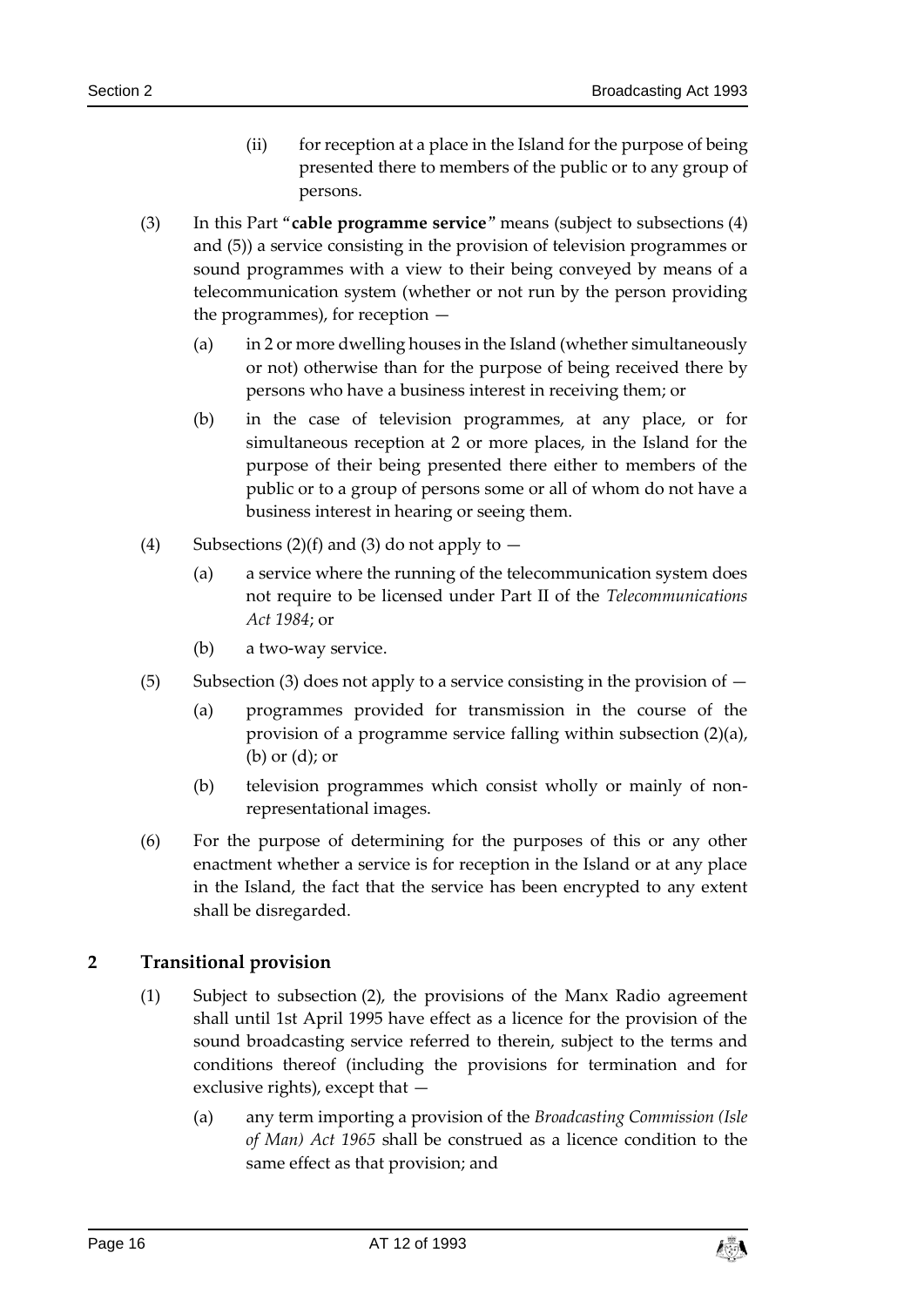(ii) for reception at a place in the Island for the purpose of being presented there to members of the public or to any group of persons.

(3) In this Part "**cable programme service**" means (subject to subsections (4) and (5)) a service consisting in the provision of television programmes or sound programmes with a view to their being conveyed by means of a telecommunication system (whether or not run by the person providing the programmes), for reception —

(a) in 2 or more dwelling houses in the Island (whether simultaneously or not) otherwise than for the purpose of being received there by persons who have a business interest in receiving them; or

(b) in the case of television programmes, at any place, or for simultaneous reception at 2 or more places, in the Island for the purpose of their being presented there either to members of the public or to a group of persons some or all of whom do not have a business interest in hearing or seeing them.

(4) Subsections (2)(f) and (3) do not apply to —

(a) a service where the running of the telecommunication system does not require to be licensed under Part II of the *Telecommunications Act 1984*; or

(b) a two-way service.

(5) Subsection (3) does not apply to a service consisting in the provision of —

(a) programmes provided for transmission in the course of the provision of a programme service falling within subsection (2)(a), (b) or (d); or

(b) television programmes which consist wholly or mainly of non-representational images.

(6) For the purpose of determining for the purposes of this or any other enactment whether a service is for reception in the Island or at any place in the Island, the fact that the service has been encrypted to any extent shall be disregarded.

## 2 Transitional provision

(1) Subject to subsection (2), the provisions of the Manx Radio agreement shall until 1st April 1995 have effect as a licence for the provision of the sound broadcasting service referred to therein, subject to the terms and conditions thereof (including the provisions for termination and for exclusive rights), except that —

(a) any term importing a provision of the *Broadcasting Commission (Isle of Man) Act 1965* shall be construed as a licence condition to the same effect as that provision; and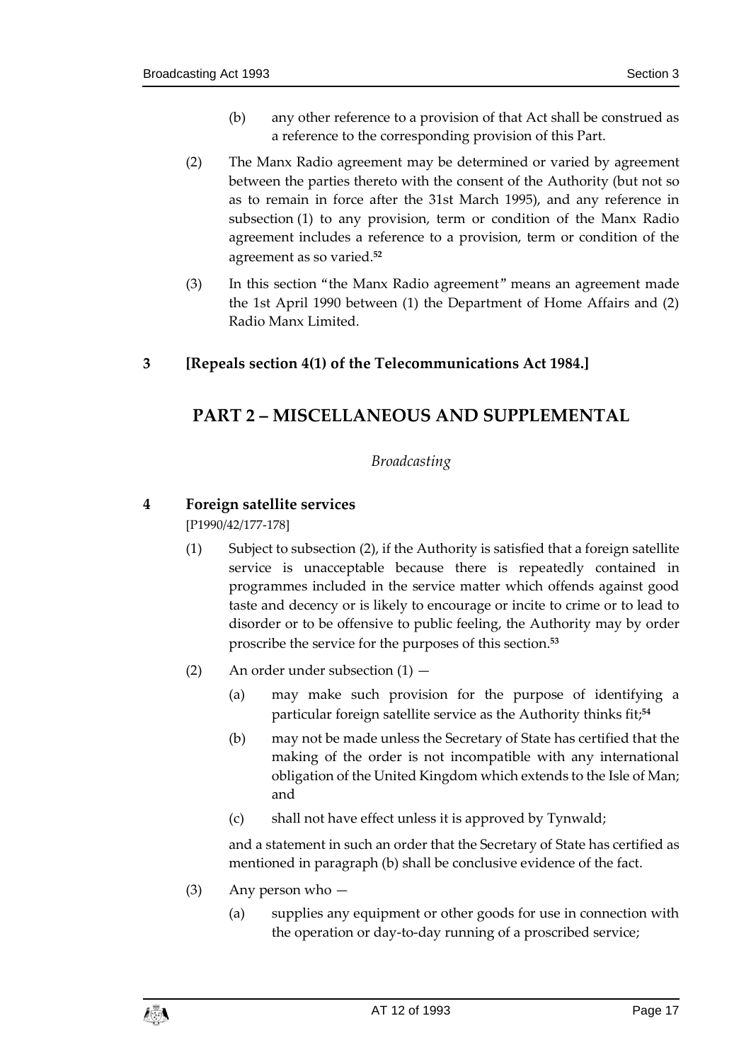(b) any other reference to a provision of that Act shall be construed as a reference to the corresponding provision of this Part.

(2) The Manx Radio agreement may be determined or varied by agreement between the parties thereto with the consent of the Authority (but not so as to remain in force after the 31st March 1995), and any reference in subsection (1) to any provision, term or condition of the Manx Radio agreement includes a reference to a provision, term or condition of the agreement as so varied.[52]

(3) In this section "the Manx Radio agreement" means an agreement made the 1st April 1990 between (1) the Department of Home Affairs and (2) Radio Manx Limited.

**3 [Repeals section 4(1) of the Telecommunications Act 1984.]**

## PART 2 – MISCELLANEOUS AND SUPPLEMENTAL

*Broadcasting*

**4 Foreign satellite services**

[P1990/42/177-178]

(1) Subject to subsection (2), if the Authority is satisfied that a foreign satellite service is unacceptable because there is repeatedly contained in programmes included in the service matter which offends against good taste and decency or is likely to encourage or incite to crime or to lead to disorder or to be offensive to public feeling, the Authority may by order proscribe the service for the purposes of this section.[53]

(2) An order under subsection (1) —

(a) may make such provision for the purpose of identifying a particular foreign satellite service as the Authority thinks fit;[54]

(b) may not be made unless the Secretary of State has certified that the making of the order is not incompatible with any international obligation of the United Kingdom which extends to the Isle of Man; and

(c) shall not have effect unless it is approved by Tynwald;

and a statement in such an order that the Secretary of State has certified as mentioned in paragraph (b) shall be conclusive evidence of the fact.

(3) Any person who —

(a) supplies any equipment or other goods for use in connection with the operation or day-to-day running of a proscribed service;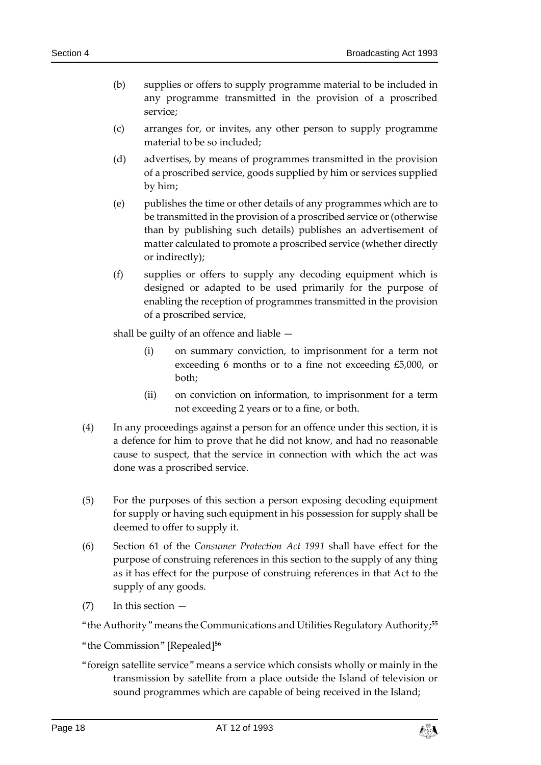(b) supplies or offers to supply programme material to be included in any programme transmitted in the provision of a proscribed service;

(c) arranges for, or invites, any other person to supply programme material to be so included;

(d) advertises, by means of programmes transmitted in the provision of a proscribed service, goods supplied by him or services supplied by him;

(e) publishes the time or other details of any programmes which are to be transmitted in the provision of a proscribed service or (otherwise than by publishing such details) publishes an advertisement of matter calculated to promote a proscribed service (whether directly or indirectly);

(f) supplies or offers to supply any decoding equipment which is designed or adapted to be used primarily for the purpose of enabling the reception of programmes transmitted in the provision of a proscribed service,

shall be guilty of an offence and liable —

(i) on summary conviction, to imprisonment for a term not exceeding 6 months or to a fine not exceeding £5,000, or both;

(ii) on conviction on information, to imprisonment for a term not exceeding 2 years or to a fine, or both.

(4) In any proceedings against a person for an offence under this section, it is a defence for him to prove that he did not know, and had no reasonable cause to suspect, that the service in connection with which the act was done was a proscribed service.

(5) For the purposes of this section a person exposing decoding equipment for supply or having such equipment in his possession for supply shall be deemed to offer to supply it.

(6) Section 61 of the *Consumer Protection Act 1991* shall have effect for the purpose of construing references in this section to the supply of any thing as it has effect for the purpose of construing references in that Act to the supply of any goods.

(7) In this section —

"the Authority" means the Communications and Utilities Regulatory Authority;[55]

"the Commission" [Repealed][56]

"foreign satellite service" means a service which consists wholly or mainly in the transmission by satellite from a place outside the Island of television or sound programmes which are capable of being received in the Island;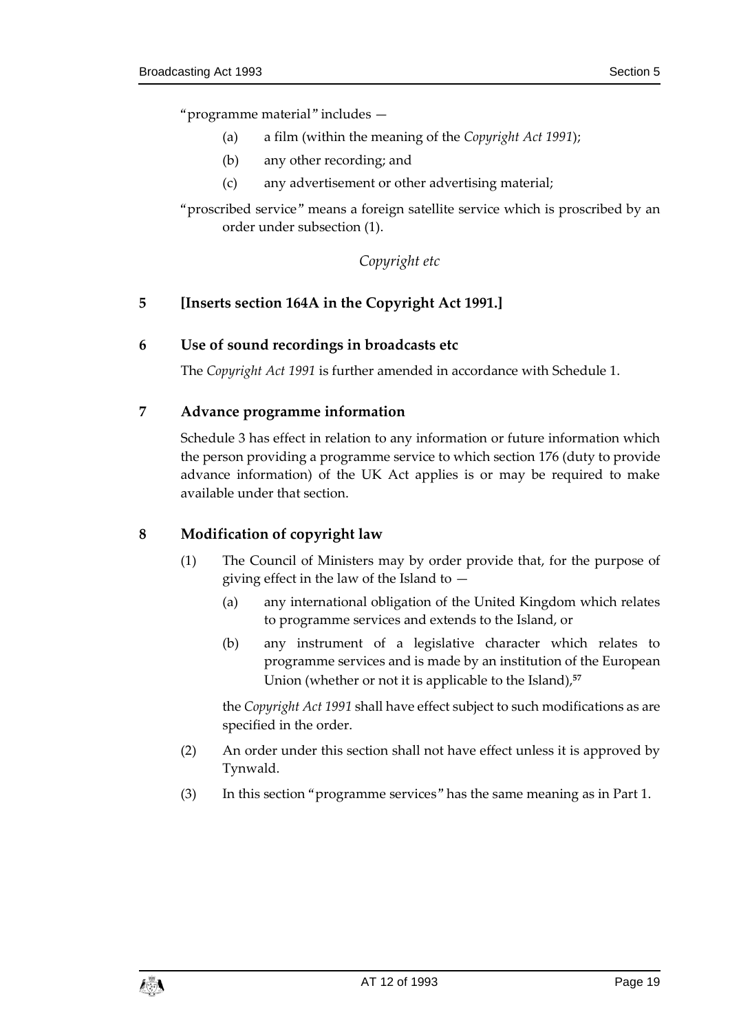"programme material" includes —

(a) a film (within the meaning of the *Copyright Act 1991*);

(b) any other recording; and

(c) any advertisement or other advertising material;

"proscribed service" means a foreign satellite service which is proscribed by an order under subsection (1).

*Copyright etc*

## 5 [Inserts section 164A in the Copyright Act 1991.]

## 6 Use of sound recordings in broadcasts etc

The *Copyright Act 1991* is further amended in accordance with Schedule 1.

## 7 Advance programme information

Schedule 3 has effect in relation to any information or future information which the person providing a programme service to which section 176 (duty to provide advance information) of the UK Act applies is or may be required to make available under that section.

## 8 Modification of copyright law

(1) The Council of Ministers may by order provide that, for the purpose of giving effect in the law of the Island to —

(a) any international obligation of the United Kingdom which relates to programme services and extends to the Island, or

(b) any instrument of a legislative character which relates to programme services and is made by an institution of the European Union (whether or not it is applicable to the Island),[57]

the *Copyright Act 1991* shall have effect subject to such modifications as are specified in the order.

(2) An order under this section shall not have effect unless it is approved by Tynwald.

(3) In this section "programme services" has the same meaning as in Part 1.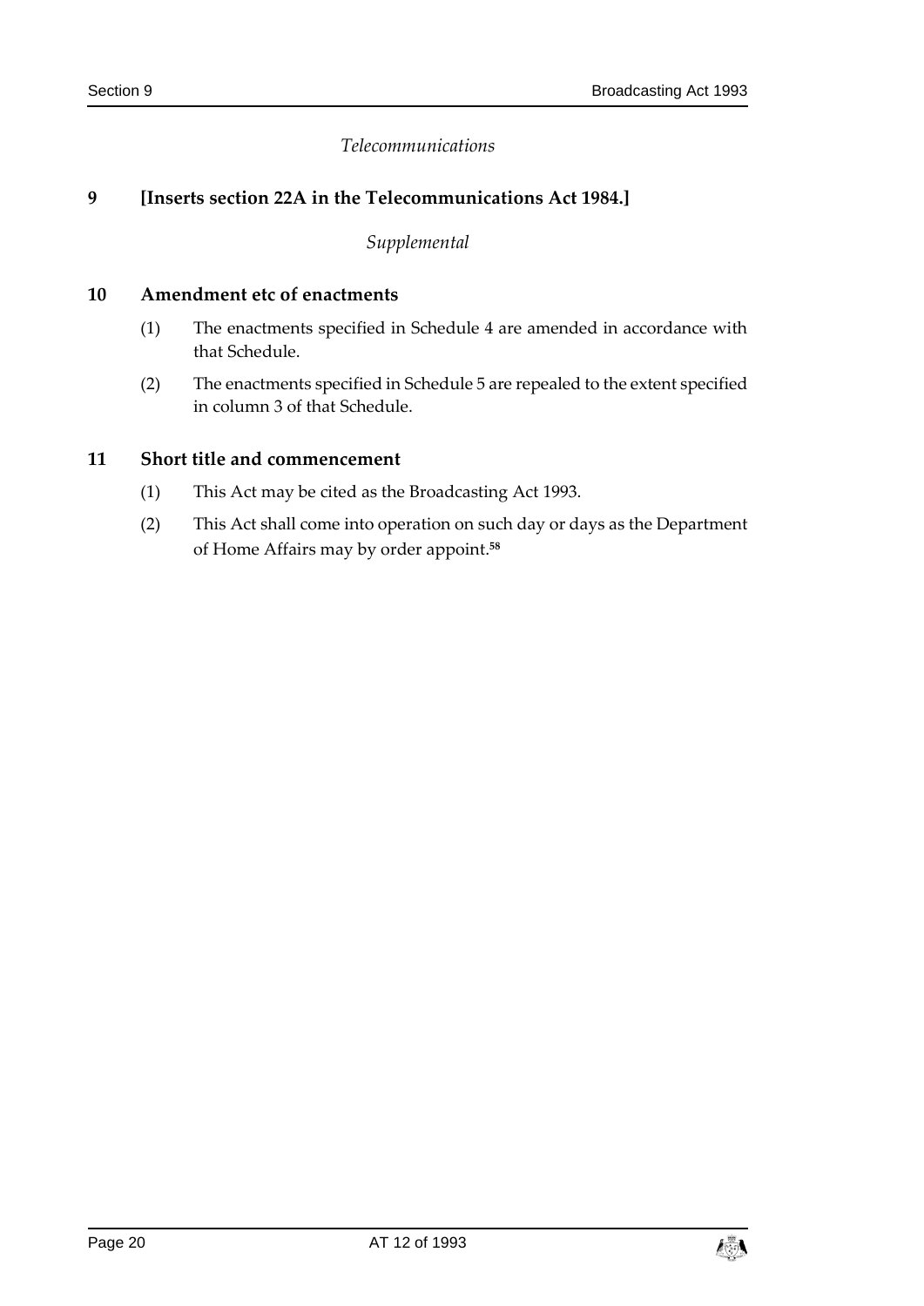*Telecommunications*

**9 [Inserts section 22A in the Telecommunications Act 1984.]**

*Supplemental*

**10 Amendment etc of enactments**

(1) The enactments specified in Schedule 4 are amended in accordance with that Schedule.

(2) The enactments specified in Schedule 5 are repealed to the extent specified in column 3 of that Schedule.

**11 Short title and commencement**

(1) This Act may be cited as the Broadcasting Act 1993.

(2) This Act shall come into operation on such day or days as the Department of Home Affairs may by order appoint.[58]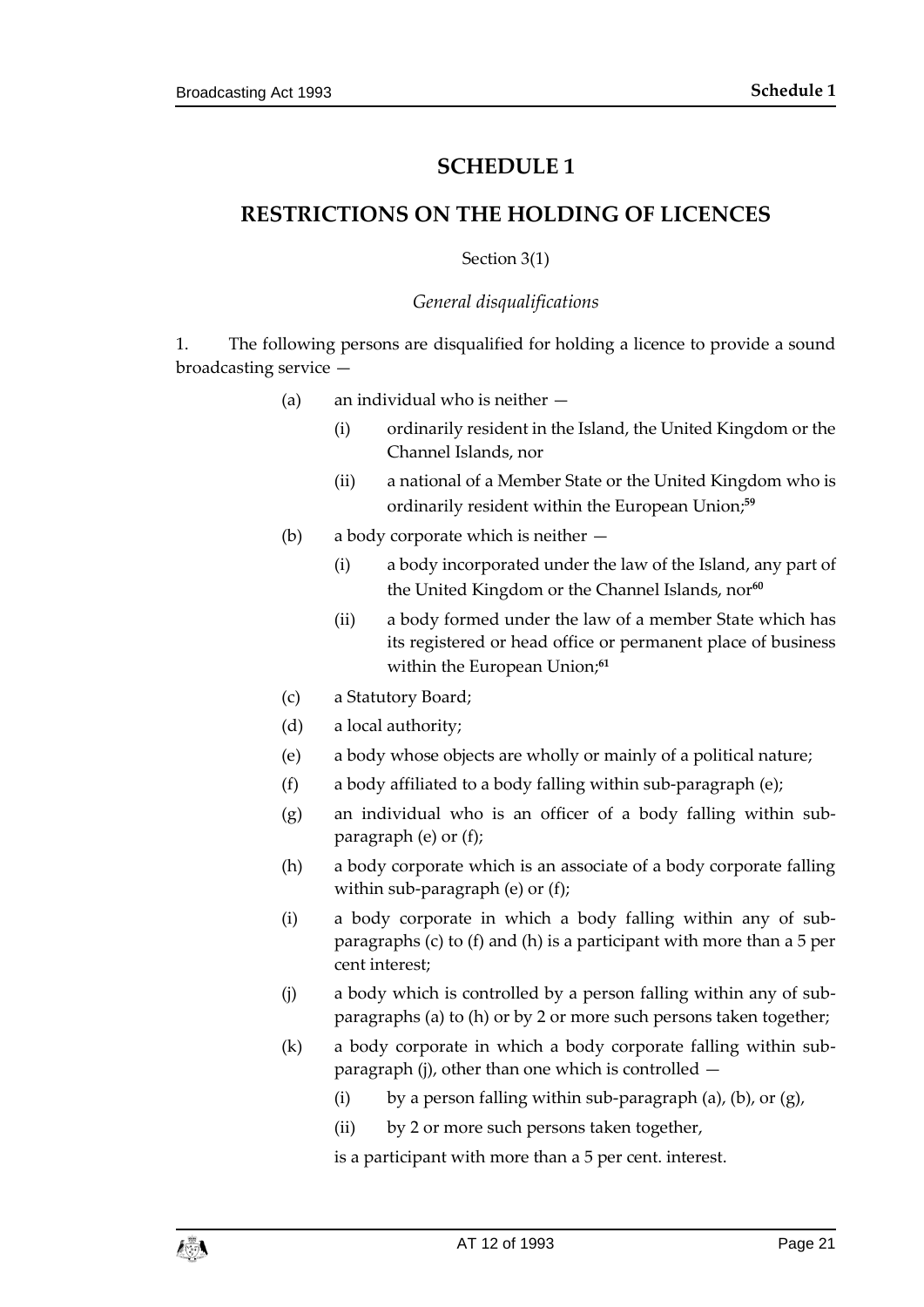# SCHEDULE 1

## RESTRICTIONS ON THE HOLDING OF LICENCES

Section 3(1)

*General disqualifications*

1. The following persons are disqualified for holding a licence to provide a sound broadcasting service —

   (a) an individual who is neither —

      (i) ordinarily resident in the Island, the United Kingdom or the Channel Islands, nor

      (ii) a national of a Member State or the United Kingdom who is ordinarily resident within the European Union;[59]

   (b) a body corporate which is neither —

      (i) a body incorporated under the law of the Island, any part of the United Kingdom or the Channel Islands, nor[60]

      (ii) a body formed under the law of a member State which has its registered or head office or permanent place of business within the European Union;[61]

   (c) a Statutory Board;

   (d) a local authority;

   (e) a body whose objects are wholly or mainly of a political nature;

   (f) a body affiliated to a body falling within sub-paragraph (e);

   (g) an individual who is an officer of a body falling within sub-paragraph (e) or (f);

   (h) a body corporate which is an associate of a body corporate falling within sub-paragraph (e) or (f);

   (i) a body corporate in which a body falling within any of sub-paragraphs (c) to (f) and (h) is a participant with more than a 5 per cent interest;

   (j) a body which is controlled by a person falling within any of sub-paragraphs (a) to (h) or by 2 or more such persons taken together;

   (k) a body corporate in which a body corporate falling within sub-paragraph (j), other than one which is controlled —

      (i) by a person falling within sub-paragraph (a), (b), or (g),

      (ii) by 2 or more such persons taken together,

      is a participant with more than a 5 per cent. interest.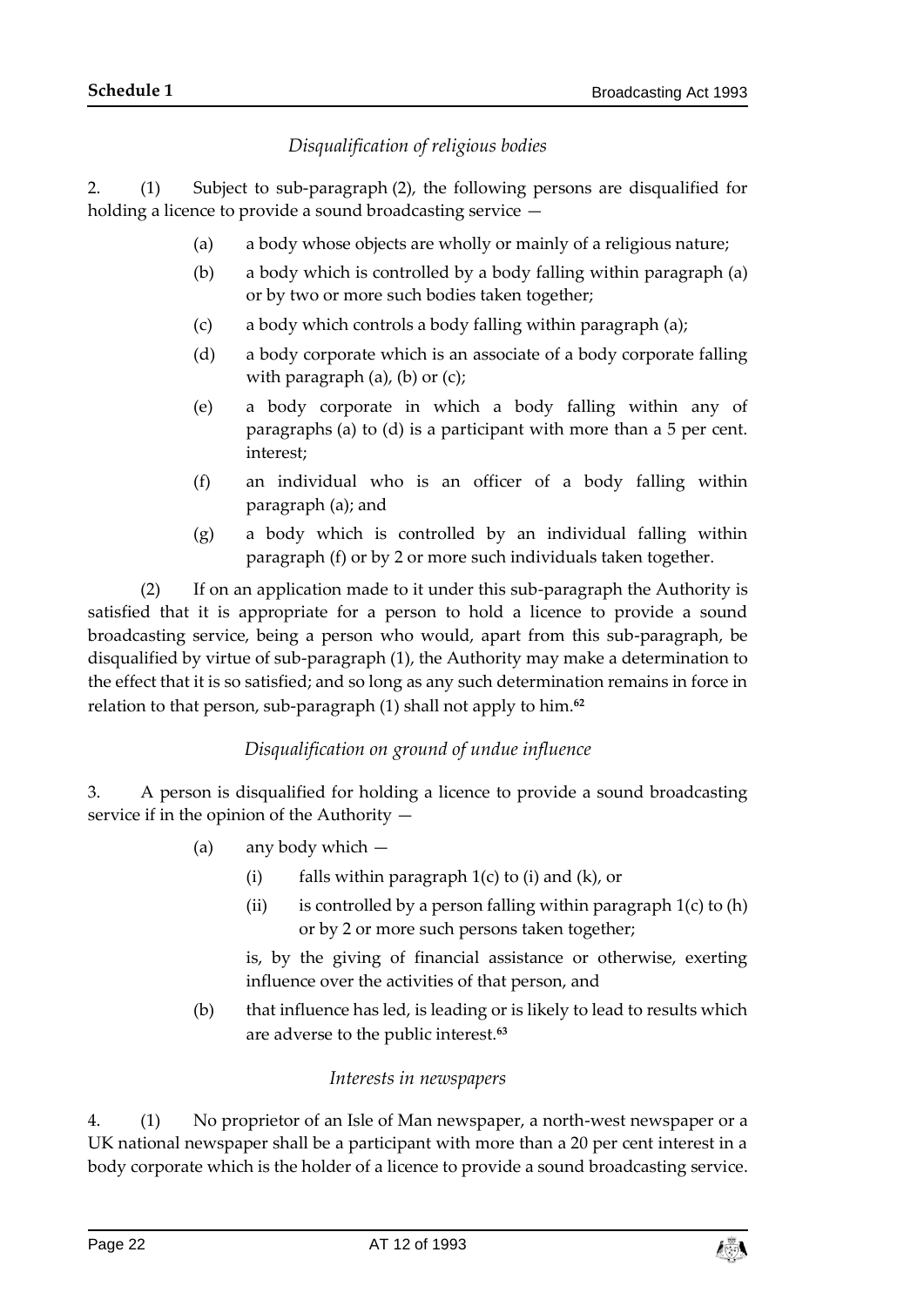*Disqualification of religious bodies*

2. (1) Subject to sub-paragraph (2), the following persons are disqualified for holding a licence to provide a sound broadcasting service —

(a) a body whose objects are wholly or mainly of a religious nature;

(b) a body which is controlled by a body falling within paragraph (a) or by two or more such bodies taken together;

(c) a body which controls a body falling within paragraph (a);

(d) a body corporate which is an associate of a body corporate falling with paragraph (a), (b) or (c);

(e) a body corporate in which a body falling within any of paragraphs (a) to (d) is a participant with more than a 5 per cent. interest;

(f) an individual who is an officer of a body falling within paragraph (a); and

(g) a body which is controlled by an individual falling within paragraph (f) or by 2 or more such individuals taken together.

(2) If on an application made to it under this sub-paragraph the Authority is satisfied that it is appropriate for a person to hold a licence to provide a sound broadcasting service, being a person who would, apart from this sub-paragraph, be disqualified by virtue of sub-paragraph (1), the Authority may make a determination to the effect that it is so satisfied; and so long as any such determination remains in force in relation to that person, sub-paragraph (1) shall not apply to him.[62]

*Disqualification on ground of undue influence*

3. A person is disqualified for holding a licence to provide a sound broadcasting service if in the opinion of the Authority —

(a) any body which —

(i) falls within paragraph 1(c) to (i) and (k), or

(ii) is controlled by a person falling within paragraph 1(c) to (h) or by 2 or more such persons taken together;

is, by the giving of financial assistance or otherwise, exerting influence over the activities of that person, and

(b) that influence has led, is leading or is likely to lead to results which are adverse to the public interest.[63]

*Interests in newspapers*

4. (1) No proprietor of an Isle of Man newspaper, a north-west newspaper or a UK national newspaper shall be a participant with more than a 20 per cent interest in a body corporate which is the holder of a licence to provide a sound broadcasting service.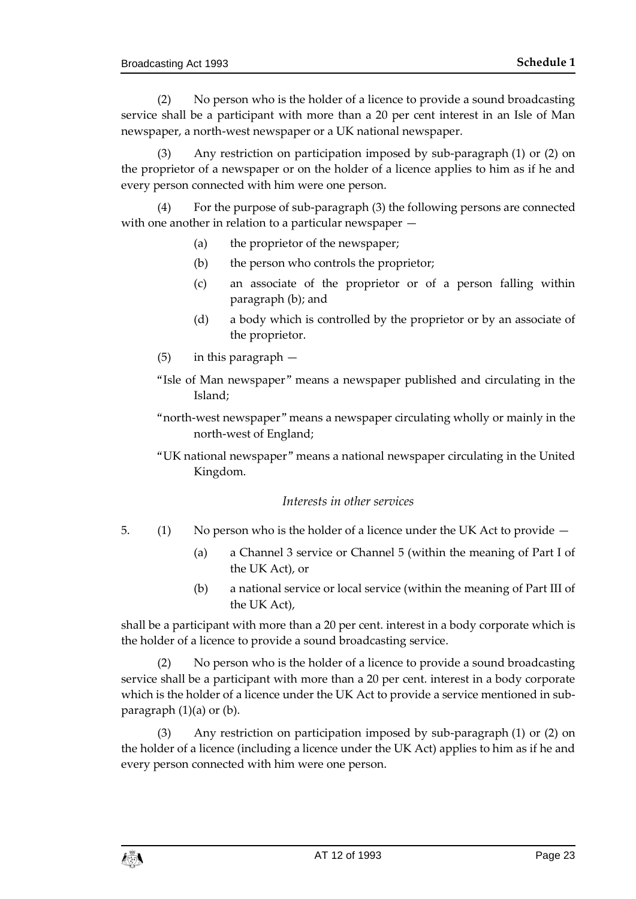(2) No person who is the holder of a licence to provide a sound broadcasting service shall be a participant with more than a 20 per cent interest in an Isle of Man newspaper, a north-west newspaper or a UK national newspaper.

(3) Any restriction on participation imposed by sub-paragraph (1) or (2) on the proprietor of a newspaper or on the holder of a licence applies to him as if he and every person connected with him were one person.

(4) For the purpose of sub-paragraph (3) the following persons are connected with one another in relation to a particular newspaper —

- (a) the proprietor of the newspaper;
- (b) the person who controls the proprietor;
- (c) an associate of the proprietor or of a person falling within paragraph (b); and
- (d) a body which is controlled by the proprietor or by an associate of the proprietor.

(5) in this paragraph —

"Isle of Man newspaper" means a newspaper published and circulating in the Island;

"north-west newspaper" means a newspaper circulating wholly or mainly in the north-west of England;

"UK national newspaper" means a national newspaper circulating in the United Kingdom.

### *Interests in other services*

5. (1) No person who is the holder of a licence under the UK Act to provide —

- (a) a Channel 3 service or Channel 5 (within the meaning of Part I of the UK Act), or
- (b) a national service or local service (within the meaning of Part III of the UK Act),

shall be a participant with more than a 20 per cent. interest in a body corporate which is the holder of a licence to provide a sound broadcasting service.

(2) No person who is the holder of a licence to provide a sound broadcasting service shall be a participant with more than a 20 per cent. interest in a body corporate which is the holder of a licence under the UK Act to provide a service mentioned in sub-paragraph (1)(a) or (b).

(3) Any restriction on participation imposed by sub-paragraph (1) or (2) on the holder of a licence (including a licence under the UK Act) applies to him as if he and every person connected with him were one person.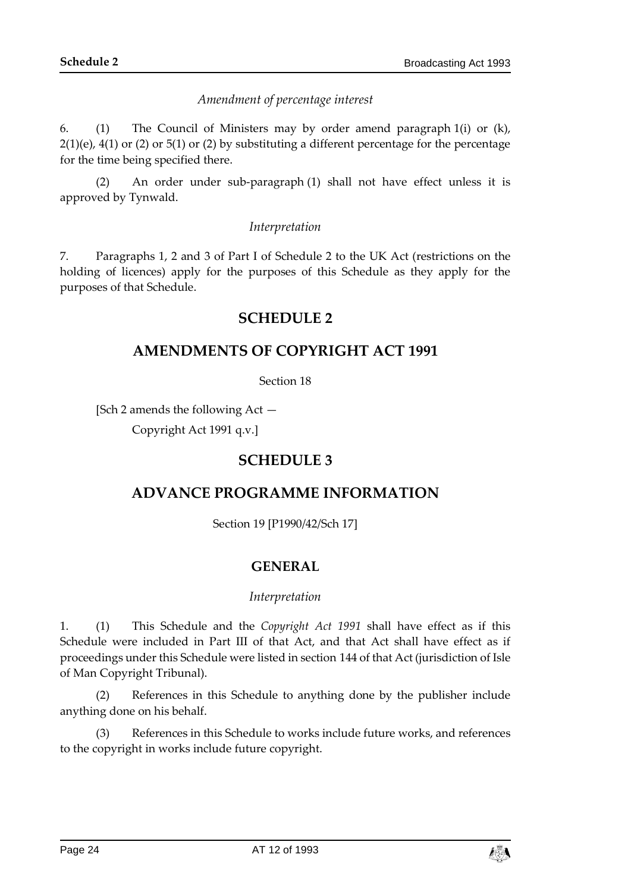*Amendment of percentage interest*

6. (1) The Council of Ministers may by order amend paragraph 1(i) or (k), 2(1)(e), 4(1) or (2) or 5(1) or (2) by substituting a different percentage for the percentage for the time being specified there.

(2) An order under sub-paragraph (1) shall not have effect unless it is approved by Tynwald.

*Interpretation*

7. Paragraphs 1, 2 and 3 of Part I of Schedule 2 to the UK Act (restrictions on the holding of licences) apply for the purposes of this Schedule as they apply for the purposes of that Schedule.

## SCHEDULE 2

## AMENDMENTS OF COPYRIGHT ACT 1991

Section 18

[Sch 2 amends the following Act —

Copyright Act 1991 q.v.]

## SCHEDULE 3

## ADVANCE PROGRAMME INFORMATION

Section 19 [P1990/42/Sch 17]

### GENERAL

*Interpretation*

1. (1) This Schedule and the *Copyright Act 1991* shall have effect as if this Schedule were included in Part III of that Act, and that Act shall have effect as if proceedings under this Schedule were listed in section 144 of that Act (jurisdiction of Isle of Man Copyright Tribunal).

(2) References in this Schedule to anything done by the publisher include anything done on his behalf.

(3) References in this Schedule to works include future works, and references to the copyright in works include future copyright.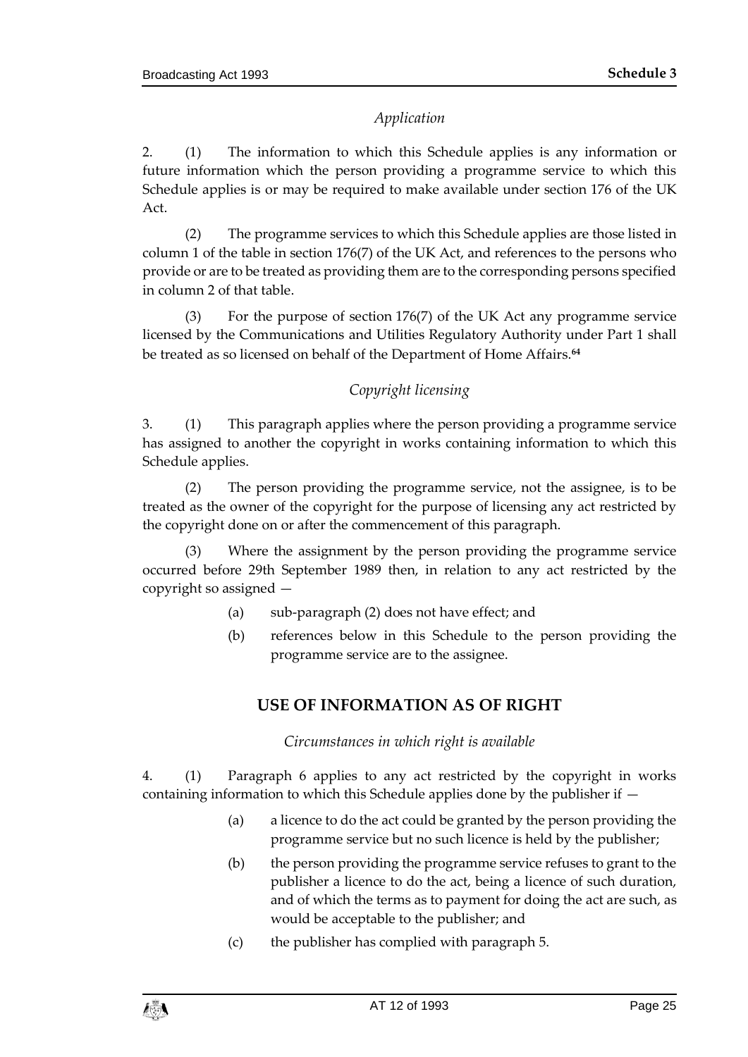*Application*

2. (1) The information to which this Schedule applies is any information or future information which the person providing a programme service to which this Schedule applies is or may be required to make available under section 176 of the UK Act.

(2) The programme services to which this Schedule applies are those listed in column 1 of the table in section 176(7) of the UK Act, and references to the persons who provide or are to be treated as providing them are to the corresponding persons specified in column 2 of that table.

(3) For the purpose of section 176(7) of the UK Act any programme service licensed by the Communications and Utilities Regulatory Authority under Part 1 shall be treated as so licensed on behalf of the Department of Home Affairs.[64]

*Copyright licensing*

3. (1) This paragraph applies where the person providing a programme service has assigned to another the copyright in works containing information to which this Schedule applies.

(2) The person providing the programme service, not the assignee, is to be treated as the owner of the copyright for the purpose of licensing any act restricted by the copyright done on or after the commencement of this paragraph.

(3) Where the assignment by the person providing the programme service occurred before 29th September 1989 then, in relation to any act restricted by the copyright so assigned —

(a) sub-paragraph (2) does not have effect; and

(b) references below in this Schedule to the person providing the programme service are to the assignee.

## USE OF INFORMATION AS OF RIGHT

*Circumstances in which right is available*

4. (1) Paragraph 6 applies to any act restricted by the copyright in works containing information to which this Schedule applies done by the publisher if —

(a) a licence to do the act could be granted by the person providing the programme service but no such licence is held by the publisher;

(b) the person providing the programme service refuses to grant to the publisher a licence to do the act, being a licence of such duration, and of which the terms as to payment for doing the act are such, as would be acceptable to the publisher; and

(c) the publisher has complied with paragraph 5.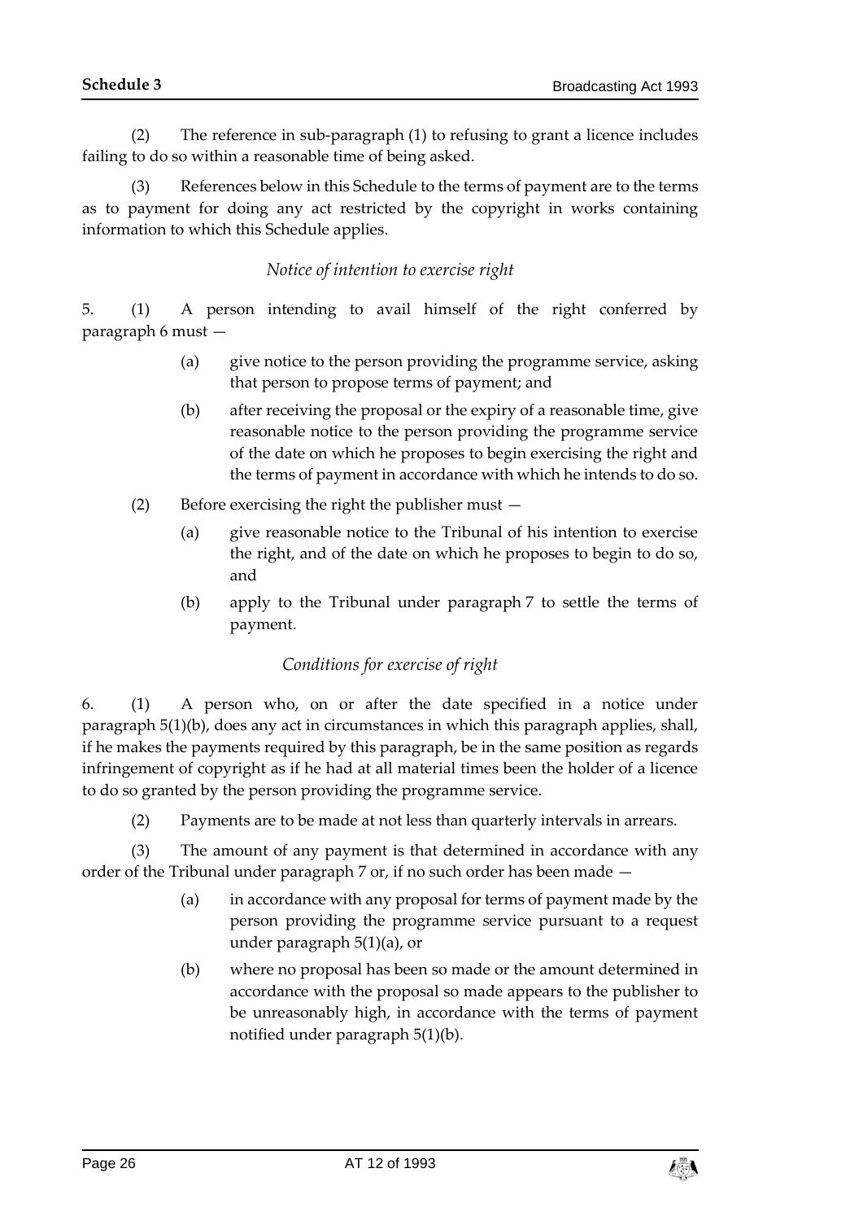(2) The reference in sub-paragraph (1) to refusing to grant a licence includes failing to do so within a reasonable time of being asked.

(3) References below in this Schedule to the terms of payment are to the terms as to payment for doing any act restricted by the copyright in works containing information to which this Schedule applies.

*Notice of intention to exercise right*

5. (1) A person intending to avail himself of the right conferred by paragraph 6 must —

(a) give notice to the person providing the programme service, asking that person to propose terms of payment; and

(b) after receiving the proposal or the expiry of a reasonable time, give reasonable notice to the person providing the programme service of the date on which he proposes to begin exercising the right and the terms of payment in accordance with which he intends to do so.

(2) Before exercising the right the publisher must —

(a) give reasonable notice to the Tribunal of his intention to exercise the right, and of the date on which he proposes to begin to do so, and

(b) apply to the Tribunal under paragraph 7 to settle the terms of payment.

*Conditions for exercise of right*

6. (1) A person who, on or after the date specified in a notice under paragraph 5(1)(b), does any act in circumstances in which this paragraph applies, shall, if he makes the payments required by this paragraph, be in the same position as regards infringement of copyright as if he had at all material times been the holder of a licence to do so granted by the person providing the programme service.

(2) Payments are to be made at not less than quarterly intervals in arrears.

(3) The amount of any payment is that determined in accordance with any order of the Tribunal under paragraph 7 or, if no such order has been made —

(a) in accordance with any proposal for terms of payment made by the person providing the programme service pursuant to a request under paragraph 5(1)(a), or

(b) where no proposal has been so made or the amount determined in accordance with the proposal so made appears to the publisher to be unreasonably high, in accordance with the terms of payment notified under paragraph 5(1)(b).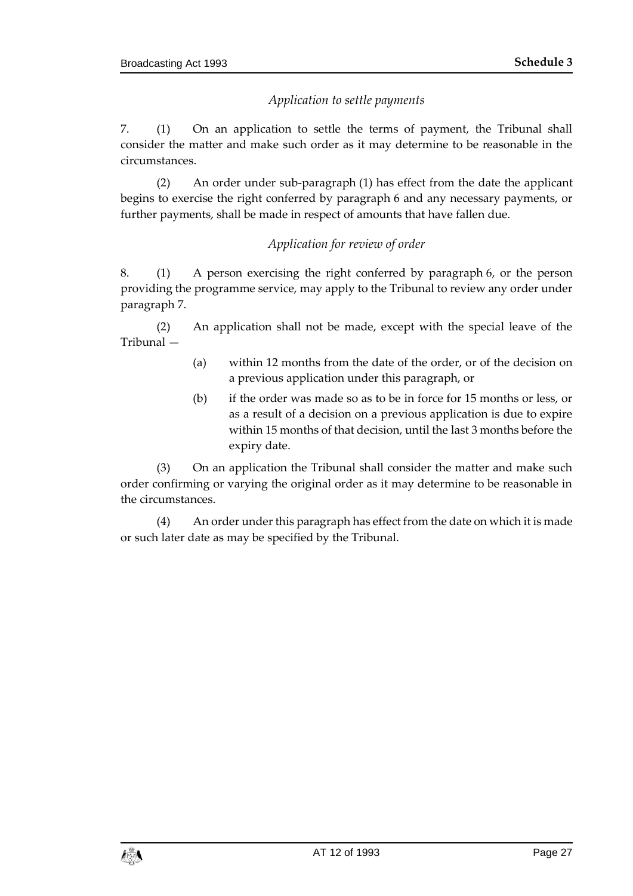*Application to settle payments*

7. (1) On an application to settle the terms of payment, the Tribunal shall consider the matter and make such order as it may determine to be reasonable in the circumstances.

(2) An order under sub-paragraph (1) has effect from the date the applicant begins to exercise the right conferred by paragraph 6 and any necessary payments, or further payments, shall be made in respect of amounts that have fallen due.

*Application for review of order*

8. (1) A person exercising the right conferred by paragraph 6, or the person providing the programme service, may apply to the Tribunal to review any order under paragraph 7.

(2) An application shall not be made, except with the special leave of the Tribunal —

(a) within 12 months from the date of the order, or of the decision on a previous application under this paragraph, or

(b) if the order was made so as to be in force for 15 months or less, or as a result of a decision on a previous application is due to expire within 15 months of that decision, until the last 3 months before the expiry date.

(3) On an application the Tribunal shall consider the matter and make such order confirming or varying the original order as it may determine to be reasonable in the circumstances.

(4) An order under this paragraph has effect from the date on which it is made or such later date as may be specified by the Tribunal.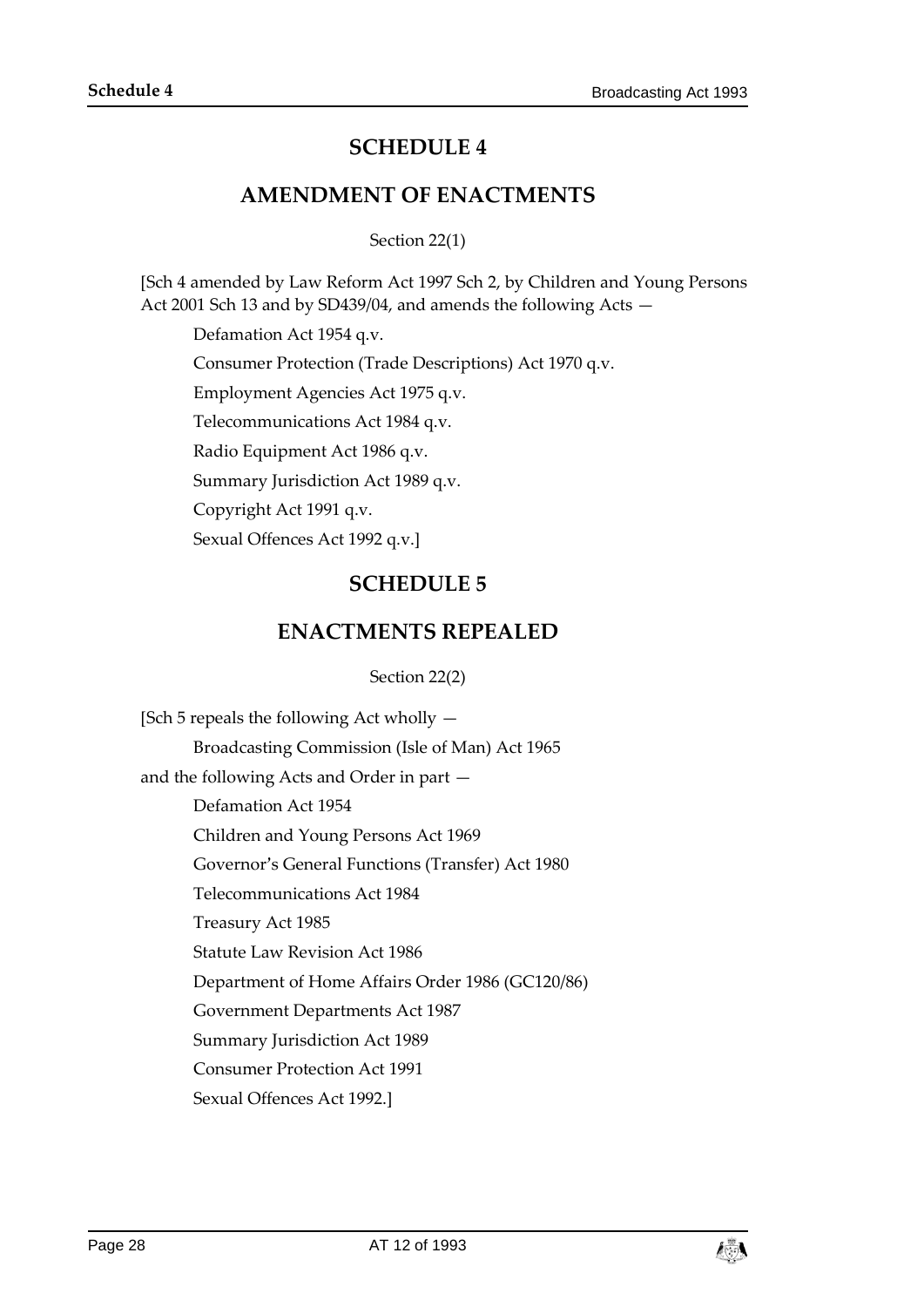# SCHEDULE 4

## AMENDMENT OF ENACTMENTS

Section 22(1)

[Sch 4 amended by Law Reform Act 1997 Sch 2, by Children and Young Persons Act 2001 Sch 13 and by SD439/04, and amends the following Acts —

Defamation Act 1954 q.v.

Consumer Protection (Trade Descriptions) Act 1970 q.v.

Employment Agencies Act 1975 q.v.

Telecommunications Act 1984 q.v.

Radio Equipment Act 1986 q.v.

Summary Jurisdiction Act 1989 q.v.

Copyright Act 1991 q.v.

Sexual Offences Act 1992 q.v.]

# SCHEDULE 5

## ENACTMENTS REPEALED

Section 22(2)

[Sch 5 repeals the following Act wholly —

Broadcasting Commission (Isle of Man) Act 1965

and the following Acts and Order in part —

Defamation Act 1954

Children and Young Persons Act 1969

Governor's General Functions (Transfer) Act 1980

Telecommunications Act 1984

Treasury Act 1985

Statute Law Revision Act 1986

Department of Home Affairs Order 1986 (GC120/86)

Government Departments Act 1987

Summary Jurisdiction Act 1989

Consumer Protection Act 1991

Sexual Offences Act 1992.]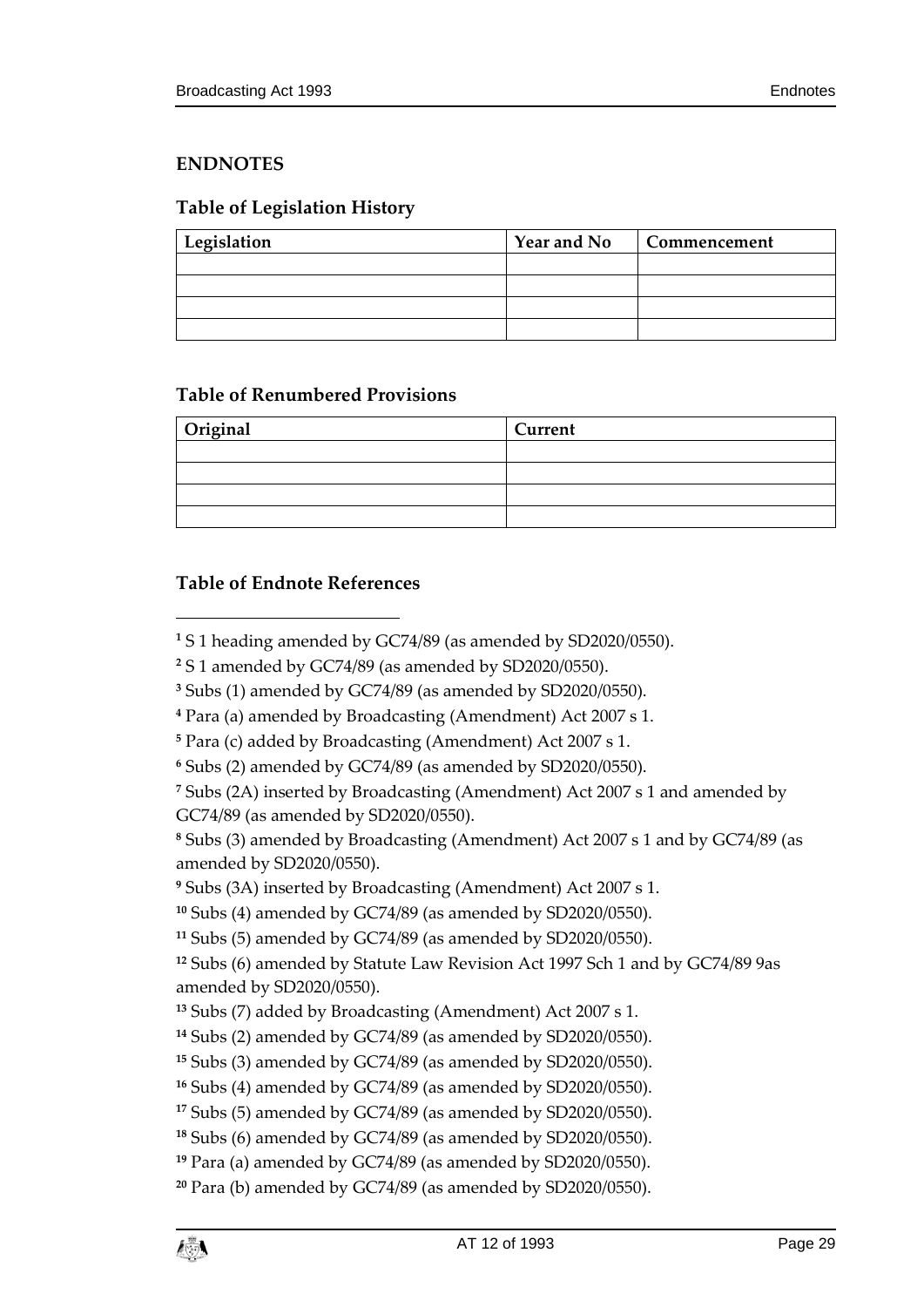## ENDNOTES

### Table of Legislation History

| Legislation | Year and No | Commencement |
|---|---|---|
| | | |
| | | |
| | | |
| | | |

### Table of Renumbered Provisions

| Original | Current |
|---|---|
| | |
| | |
| | |
| | |

### Table of Endnote References

[1] S 1 heading amended by GC74/89 (as amended by SD2020/0550).

[2] S 1 amended by GC74/89 (as amended by SD2020/0550).

[3] Subs (1) amended by GC74/89 (as amended by SD2020/0550).

[4] Para (a) amended by Broadcasting (Amendment) Act 2007 s 1.

[5] Para (c) added by Broadcasting (Amendment) Act 2007 s 1.

[6] Subs (2) amended by GC74/89 (as amended by SD2020/0550).

[7] Subs (2A) inserted by Broadcasting (Amendment) Act 2007 s 1 and amended by GC74/89 (as amended by SD2020/0550).

[8] Subs (3) amended by Broadcasting (Amendment) Act 2007 s 1 and by GC74/89 (as amended by SD2020/0550).

[9] Subs (3A) inserted by Broadcasting (Amendment) Act 2007 s 1.

[10] Subs (4) amended by GC74/89 (as amended by SD2020/0550).

[11] Subs (5) amended by GC74/89 (as amended by SD2020/0550).

[12] Subs (6) amended by Statute Law Revision Act 1997 Sch 1 and by GC74/89 9as amended by SD2020/0550).

[13] Subs (7) added by Broadcasting (Amendment) Act 2007 s 1.

[14] Subs (2) amended by GC74/89 (as amended by SD2020/0550).

[15] Subs (3) amended by GC74/89 (as amended by SD2020/0550).

[16] Subs (4) amended by GC74/89 (as amended by SD2020/0550).

[17] Subs (5) amended by GC74/89 (as amended by SD2020/0550).

[18] Subs (6) amended by GC74/89 (as amended by SD2020/0550).

[19] Para (a) amended by GC74/89 (as amended by SD2020/0550).

[20] Para (b) amended by GC74/89 (as amended by SD2020/0550).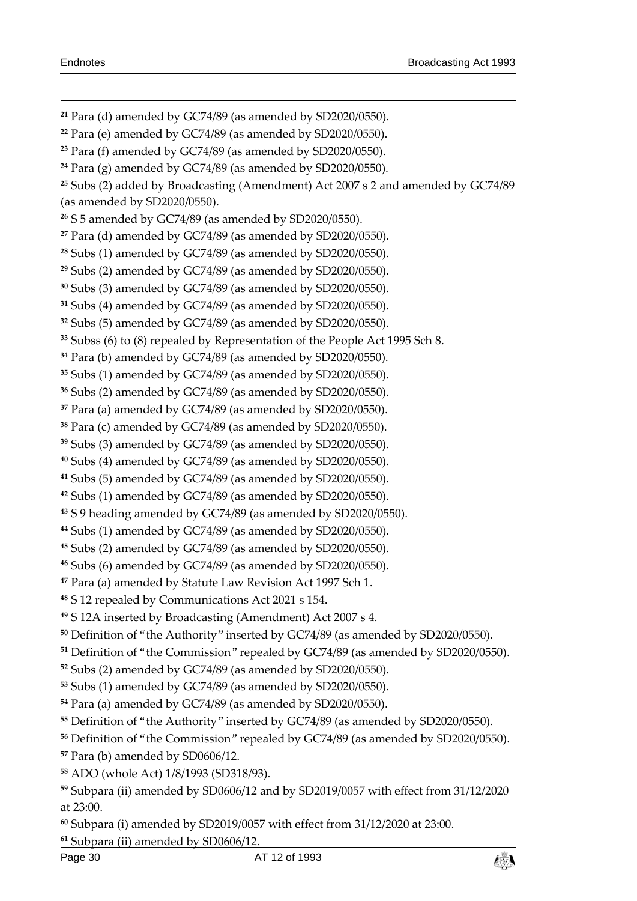[21] Para (d) amended by GC74/89 (as amended by SD2020/0550).

[22] Para (e) amended by GC74/89 (as amended by SD2020/0550).

[23] Para (f) amended by GC74/89 (as amended by SD2020/0550).

[24] Para (g) amended by GC74/89 (as amended by SD2020/0550).

[25] Subs (2) added by Broadcasting (Amendment) Act 2007 s 2 and amended by GC74/89 (as amended by SD2020/0550).

[26] S 5 amended by GC74/89 (as amended by SD2020/0550).

[27] Para (d) amended by GC74/89 (as amended by SD2020/0550).

[28] Subs (1) amended by GC74/89 (as amended by SD2020/0550).

[29] Subs (2) amended by GC74/89 (as amended by SD2020/0550).

[30] Subs (3) amended by GC74/89 (as amended by SD2020/0550).

[31] Subs (4) amended by GC74/89 (as amended by SD2020/0550).

[32] Subs (5) amended by GC74/89 (as amended by SD2020/0550).

[33] Subss (6) to (8) repealed by Representation of the People Act 1995 Sch 8.

[34] Para (b) amended by GC74/89 (as amended by SD2020/0550).

[35] Subs (1) amended by GC74/89 (as amended by SD2020/0550).

[36] Subs (2) amended by GC74/89 (as amended by SD2020/0550).

[37] Para (a) amended by GC74/89 (as amended by SD2020/0550).

[38] Para (c) amended by GC74/89 (as amended by SD2020/0550).

[39] Subs (3) amended by GC74/89 (as amended by SD2020/0550).

[40] Subs (4) amended by GC74/89 (as amended by SD2020/0550).

[41] Subs (5) amended by GC74/89 (as amended by SD2020/0550).

[42] Subs (1) amended by GC74/89 (as amended by SD2020/0550).

[43] S 9 heading amended by GC74/89 (as amended by SD2020/0550).

[44] Subs (1) amended by GC74/89 (as amended by SD2020/0550).

[45] Subs (2) amended by GC74/89 (as amended by SD2020/0550).

[46] Subs (6) amended by GC74/89 (as amended by SD2020/0550).

[47] Para (a) amended by Statute Law Revision Act 1997 Sch 1.

[48] S 12 repealed by Communications Act 2021 s 154.

[49] S 12A inserted by Broadcasting (Amendment) Act 2007 s 4.

[50] Definition of "the Authority" inserted by GC74/89 (as amended by SD2020/0550).

[51] Definition of "the Commission" repealed by GC74/89 (as amended by SD2020/0550).

[52] Subs (2) amended by GC74/89 (as amended by SD2020/0550).

[53] Subs (1) amended by GC74/89 (as amended by SD2020/0550).

[54] Para (a) amended by GC74/89 (as amended by SD2020/0550).

[55] Definition of "the Authority" inserted by GC74/89 (as amended by SD2020/0550).

[56] Definition of "the Commission" repealed by GC74/89 (as amended by SD2020/0550).

[57] Para (b) amended by SD0606/12.

[58] ADO (whole Act) 1/8/1993 (SD318/93).

[59] Subpara (ii) amended by SD0606/12 and by SD2019/0057 with effect from 31/12/2020 at 23:00.

[60] Subpara (i) amended by SD2019/0057 with effect from 31/12/2020 at 23:00.

[61] Subpara (ii) amended by SD0606/12.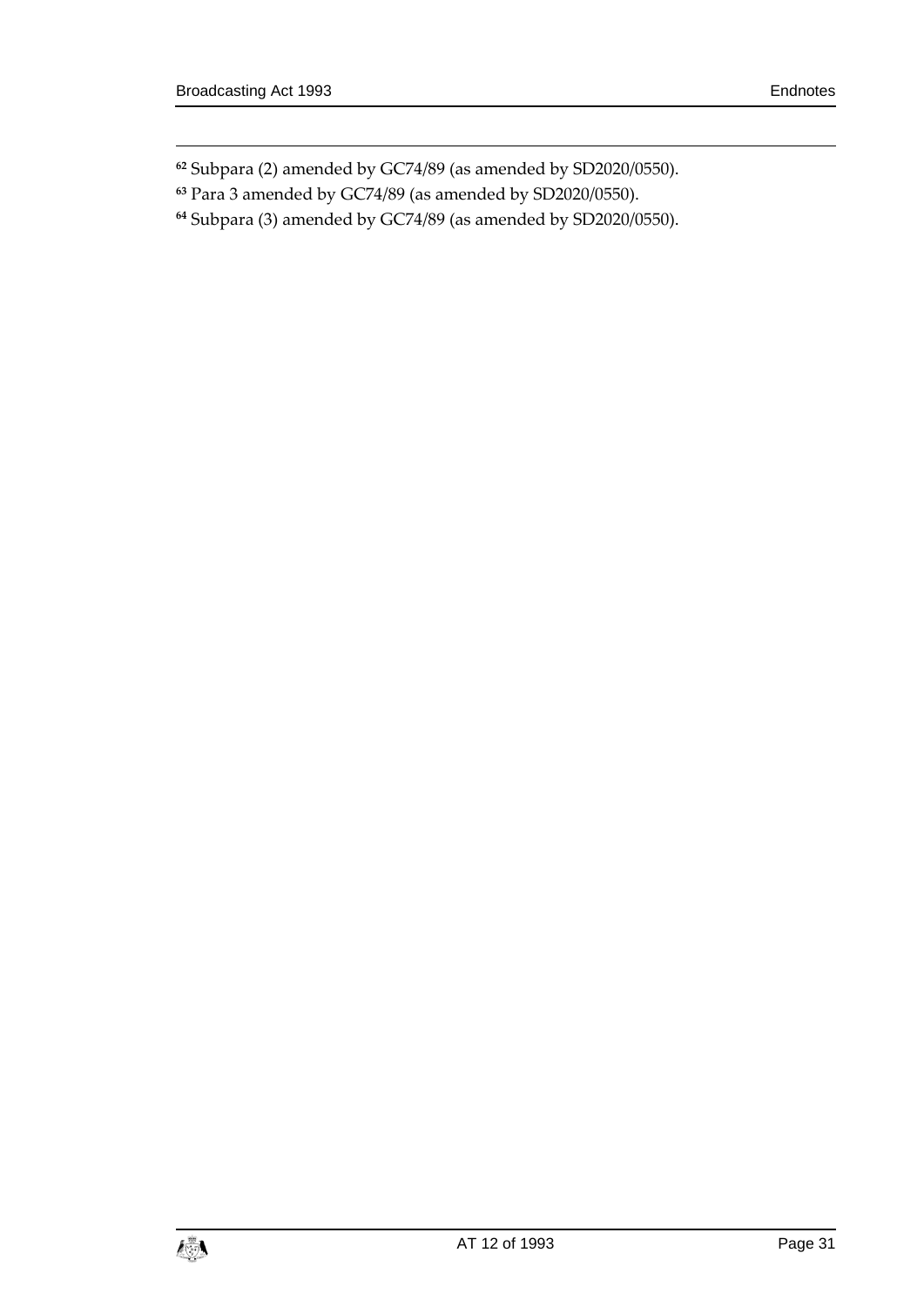[62] Subpara (2) amended by GC74/89 (as amended by SD2020/0550).

[63] Para 3 amended by GC74/89 (as amended by SD2020/0550).

[64] Subpara (3) amended by GC74/89 (as amended by SD2020/0550).